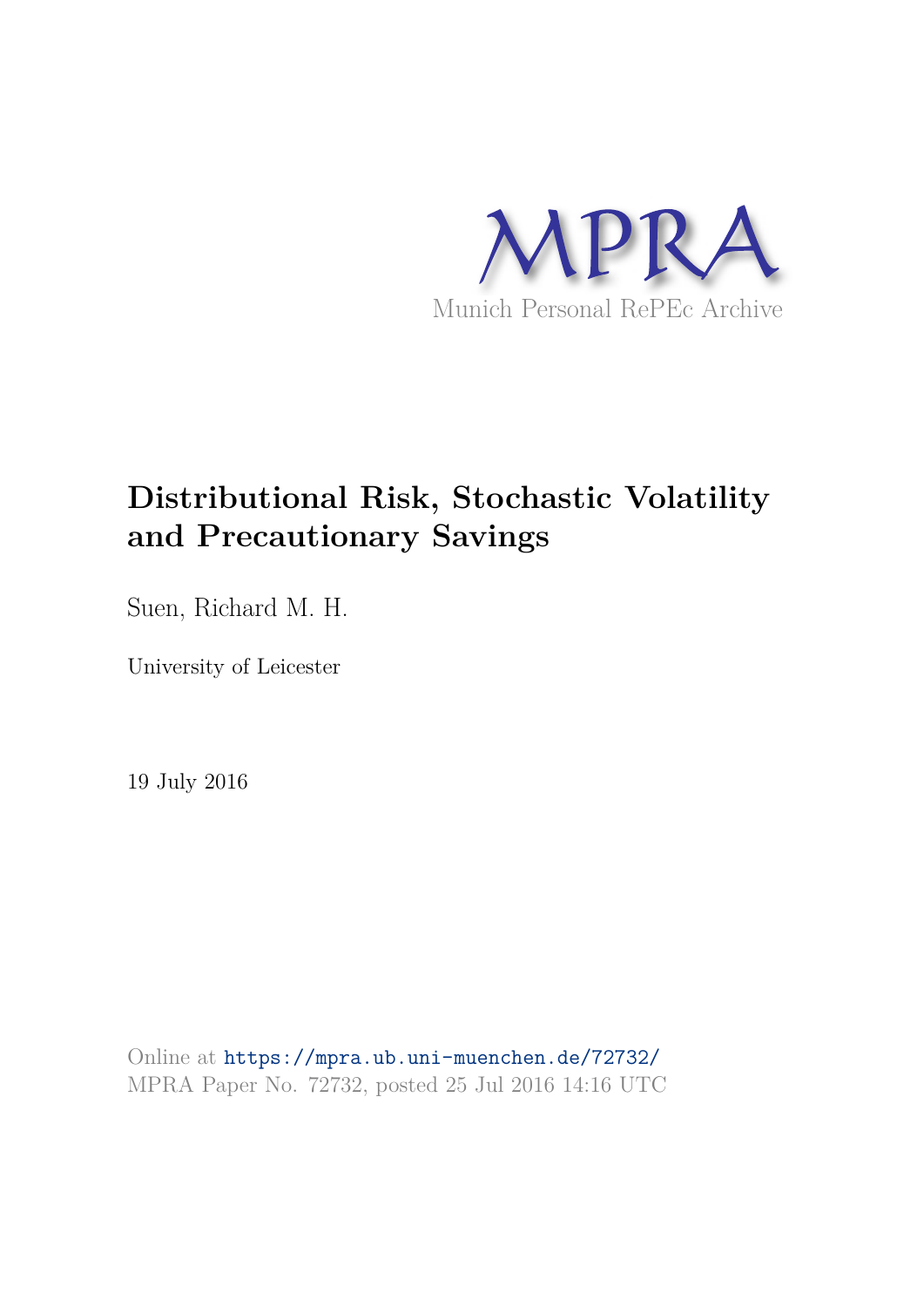MPRA

Munich Personal RePEc Archive

# Distributional Risk, Stochastic Volatility and Precautionary Savings

Suen, Richard M. H.

University of Leicester

19 July 2016

Online at https://mpra.ub.uni-muenchen.de/72732/
MPRA Paper No. 72732, posted 25 Jul 2016 14:16 UTC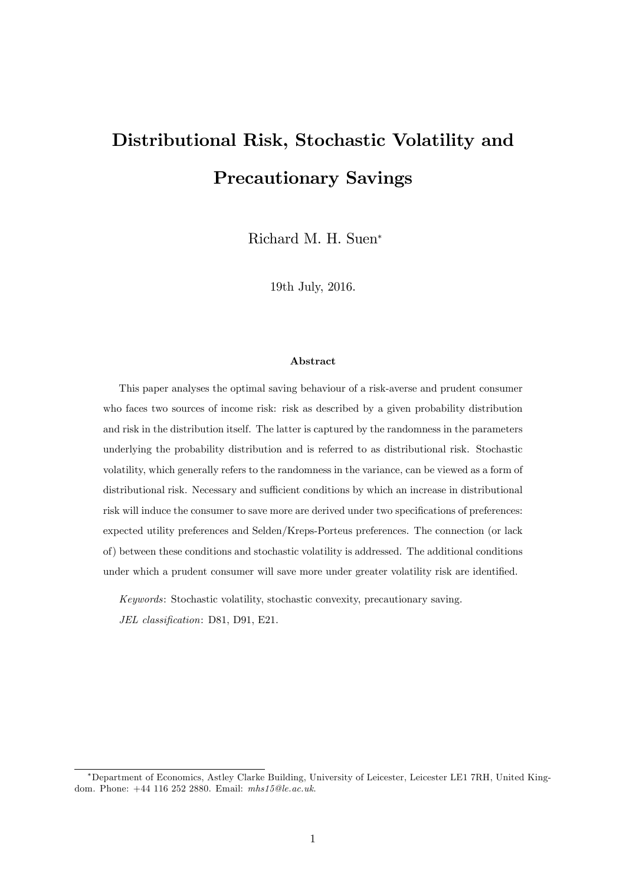# Distributional Risk, Stochastic Volatility and Precautionary Savings

Richard M. H. Suen*

19th July, 2016.

### Abstract

This paper analyses the optimal saving behaviour of a risk-averse and prudent consumer who faces two sources of income risk: risk as described by a given probability distribution and risk in the distribution itself. The latter is captured by the randomness in the parameters underlying the probability distribution and is referred to as distributional risk. Stochastic volatility, which generally refers to the randomness in the variance, can be viewed as a form of distributional risk. Necessary and sufficient conditions by which an increase in distributional risk will induce the consumer to save more are derived under two specifications of preferences: expected utility preferences and Selden/Kreps-Porteus preferences. The connection (or lack of) between these conditions and stochastic volatility is addressed. The additional conditions under which a prudent consumer will save more under greater volatility risk are identified.

*Keywords*: Stochastic volatility, stochastic convexity, precautionary saving.

*JEL classification*: D81, D91, E21.

---

*Department of Economics, Astley Clarke Building, University of Leicester, Leicester LE1 7RH, United Kingdom. Phone: +44 116 252 2880. Email: *mhs15@le.ac.uk*.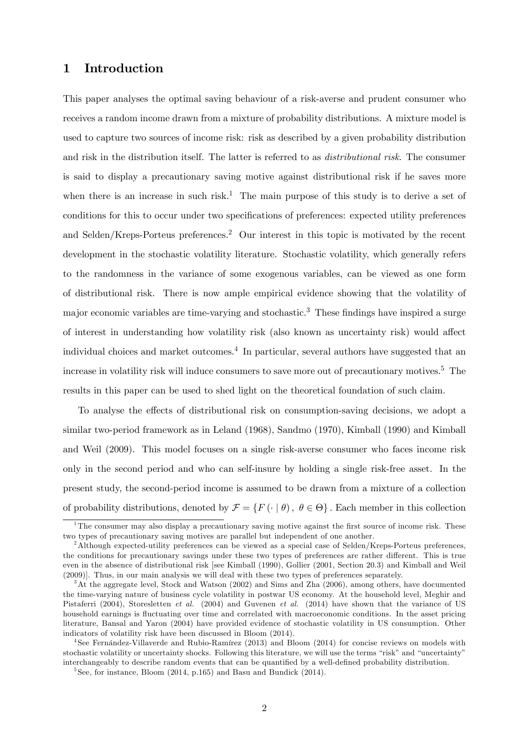# 1 Introduction

This paper analyses the optimal saving behaviour of a risk-averse and prudent consumer who receives a random income drawn from a mixture of probability distributions. A mixture model is used to capture two sources of income risk: risk as described by a given probability distribution and risk in the distribution itself. The latter is referred to as *distributional risk*. The consumer is said to display a precautionary saving motive against distributional risk if he saves more when there is an increase in such risk.[1] The main purpose of this study is to derive a set of conditions for this to occur under two specifications of preferences: expected utility preferences and Selden/Kreps-Porteus preferences.[2] Our interest in this topic is motivated by the recent development in the stochastic volatility literature. Stochastic volatility, which generally refers to the randomness in the variance of some exogenous variables, can be viewed as one form of distributional risk. There is now ample empirical evidence showing that the volatility of major economic variables are time-varying and stochastic.[3] These findings have inspired a surge of interest in understanding how volatility risk (also known as uncertainty risk) would affect individual choices and market outcomes.[4] In particular, several authors have suggested that an increase in volatility risk will induce consumers to save more out of precautionary motives.[5] The results in this paper can be used to shed light on the theoretical foundation of such claim.

To analyse the effects of distributional risk on consumption-saving decisions, we adopt a similar two-period framework as in Leland (1968), Sandmo (1970), Kimball (1990) and Kimball and Weil (2009). This model focuses on a single risk-averse consumer who faces income risk only in the second period and who can self-insure by holding a single risk-free asset. In the present study, the second-period income is assumed to be drawn from a mixture of a collection of probability distributions, denoted by $\mathcal{F} = \{F(\cdot \mid \theta),\ \theta \in \Theta\}$. Each member in this collection

---

[1] The consumer may also display a precautionary saving motive against the first source of income risk. These two types of precautionary saving motives are parallel but independent of one another.

[2] Although expected-utility preferences can be viewed as a special case of Selden/Kreps-Porteus preferences, the conditions for precautionary savings under these two types of preferences are rather different. This is true even in the absence of distributional risk [see Kimball (1990), Gollier (2001, Section 20.3) and Kimball and Weil (2009)]. Thus, in our main analysis we will deal with these two types of preferences separately.

[3] At the aggregate level, Stock and Watson (2002) and Sims and Zha (2006), among others, have documented the time-varying nature of business cycle volatility in postwar US economy. At the household level, Meghir and Pistaferri (2004), Storesletten *et al.* (2004) and Guvenen *et al.* (2014) have shown that the variance of US household earnings is fluctuating over time and correlated with macroeconomic conditions. In the asset pricing literature, Bansal and Yaron (2004) have provided evidence of stochastic volatility in US consumption. Other indicators of volatility risk have been discussed in Bloom (2014).

[4] See Fernández-Villaverde and Rubio-Ramírez (2013) and Bloom (2014) for concise reviews on models with stochastic volatility or uncertainty shocks. Following this literature, we will use the terms "risk" and "uncertainty" interchangeably to describe random events that can be quantified by a well-defined probability distribution.

[5] See, for instance, Bloom (2014, p.165) and Basu and Bundick (2014).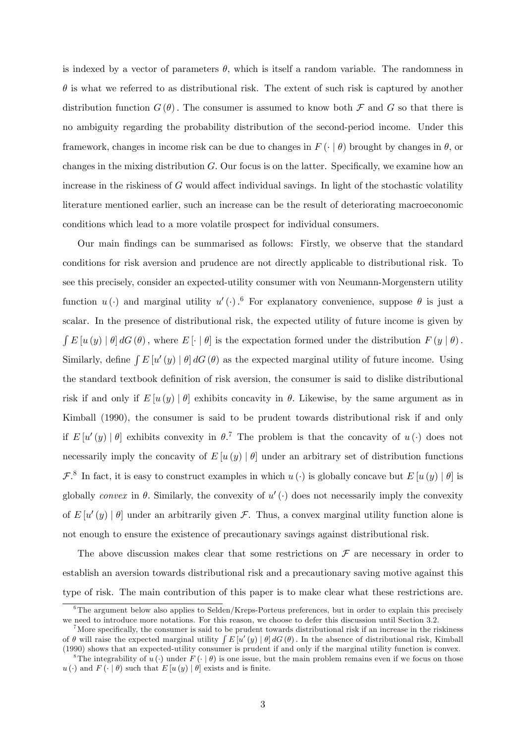is indexed by a vector of parameters $\theta$, which is itself a random variable. The randomness in $\theta$ is what we referred to as distributional risk. The extent of such risk is captured by another distribution function $G(\theta)$. The consumer is assumed to know both $\mathcal{F}$ and $G$ so that there is no ambiguity regarding the probability distribution of the second-period income. Under this framework, changes in income risk can be due to changes in $F(\cdot \mid \theta)$ brought by changes in $\theta$, or changes in the mixing distribution $G$. Our focus is on the latter. Specifically, we examine how an increase in the riskiness of $G$ would affect individual savings. In light of the stochastic volatility literature mentioned earlier, such an increase can be the result of deteriorating macroeconomic conditions which lead to a more volatile prospect for individual consumers.

Our main findings can be summarised as follows: Firstly, we observe that the standard conditions for risk aversion and prudence are not directly applicable to distributional risk. To see this precisely, consider an expected-utility consumer with von Neumann-Morgenstern utility function $u(\cdot)$ and marginal utility $u'(\cdot)$.[6] For explanatory convenience, suppose $\theta$ is just a scalar. In the presence of distributional risk, the expected utility of future income is given by $\int E[u(y) \mid \theta] \, dG(\theta)$, where $E[\cdot \mid \theta]$ is the expectation formed under the distribution $F(y \mid \theta)$. Similarly, define $\int E[u'(y) \mid \theta] \, dG(\theta)$ as the expected marginal utility of future income. Using the standard textbook definition of risk aversion, the consumer is said to dislike distributional risk if and only if $E[u(y) \mid \theta]$ exhibits concavity in $\theta$. Likewise, by the same argument as in Kimball (1990), the consumer is said to be prudent towards distributional risk if and only if $E[u'(y) \mid \theta]$ exhibits convexity in $\theta$.[7] The problem is that the concavity of $u(\cdot)$ does not necessarily imply the concavity of $E[u(y) \mid \theta]$ under an arbitrary set of distribution functions $\mathcal{F}$.[8] In fact, it is easy to construct examples in which $u(\cdot)$ is globally concave but $E[u(y) \mid \theta]$ is globally *convex* in $\theta$. Similarly, the convexity of $u'(\cdot)$ does not necessarily imply the convexity of $E[u'(y) \mid \theta]$ under an arbitrarily given $\mathcal{F}$. Thus, a convex marginal utility function alone is not enough to ensure the existence of precautionary savings against distributional risk.

The above discussion makes clear that some restrictions on $\mathcal{F}$ are necessary in order to establish an aversion towards distributional risk and a precautionary saving motive against this type of risk. The main contribution of this paper is to make clear what these restrictions are.

---

[6] The argument below also applies to Selden/Kreps-Porteus preferences, but in order to explain this precisely we need to introduce more notations. For this reason, we choose to defer this discussion until Section 3.2.

[7] More specifically, the consumer is said to be prudent towards distributional risk if an increase in the riskiness of $\theta$ will raise the expected marginal utility $\int E[u'(y) \mid \theta] \, dG(\theta)$. In the absence of distributional risk, Kimball (1990) shows that an expected-utility consumer is prudent if and only if the marginal utility function is convex.

[8] The integrability of $u(\cdot)$ under $F(\cdot \mid \theta)$ is one issue, but the main problem remains even if we focus on those $u(\cdot)$ and $F(\cdot \mid \theta)$ such that $E[u(y) \mid \theta]$ exists and is finite.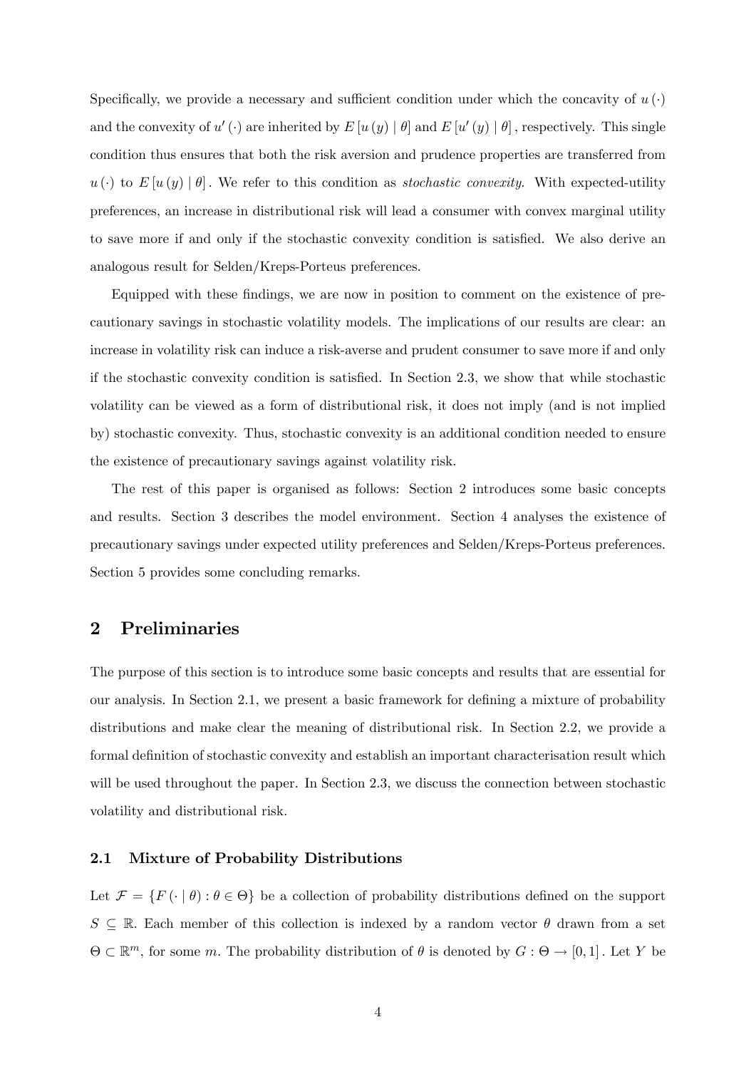Specifically, we provide a necessary and sufficient condition under which the concavity of $u(\cdot)$ and the convexity of $u'(\cdot)$ are inherited by $E[u(y) \mid \theta]$ and $E[u'(y) \mid \theta]$, respectively. This single condition thus ensures that both the risk aversion and prudence properties are transferred from $u(\cdot)$ to $E[u(y) \mid \theta]$. We refer to this condition as *stochastic convexity*. With expected-utility preferences, an increase in distributional risk will lead a consumer with convex marginal utility to save more if and only if the stochastic convexity condition is satisfied. We also derive an analogous result for Selden/Kreps-Porteus preferences.

Equipped with these findings, we are now in position to comment on the existence of precautionary savings in stochastic volatility models. The implications of our results are clear: an increase in volatility risk can induce a risk-averse and prudent consumer to save more if and only if the stochastic convexity condition is satisfied. In Section 2.3, we show that while stochastic volatility can be viewed as a form of distributional risk, it does not imply (and is not implied by) stochastic convexity. Thus, stochastic convexity is an additional condition needed to ensure the existence of precautionary savings against volatility risk.

The rest of this paper is organised as follows: Section 2 introduces some basic concepts and results. Section 3 describes the model environment. Section 4 analyses the existence of precautionary savings under expected utility preferences and Selden/Kreps-Porteus preferences. Section 5 provides some concluding remarks.

# 2 Preliminaries

The purpose of this section is to introduce some basic concepts and results that are essential for our analysis. In Section 2.1, we present a basic framework for defining a mixture of probability distributions and make clear the meaning of distributional risk. In Section 2.2, we provide a formal definition of stochastic convexity and establish an important characterisation result which will be used throughout the paper. In Section 2.3, we discuss the connection between stochastic volatility and distributional risk.

## 2.1 Mixture of Probability Distributions

Let $\mathcal{F} = \{F(\cdot \mid \theta) : \theta \in \Theta\}$ be a collection of probability distributions defined on the support $S \subseteq \mathbb{R}$. Each member of this collection is indexed by a random vector $\theta$ drawn from a set $\Theta \subset \mathbb{R}^m$, for some $m$. The probability distribution of $\theta$ is denoted by $G : \Theta \rightarrow [0, 1]$. Let $Y$ be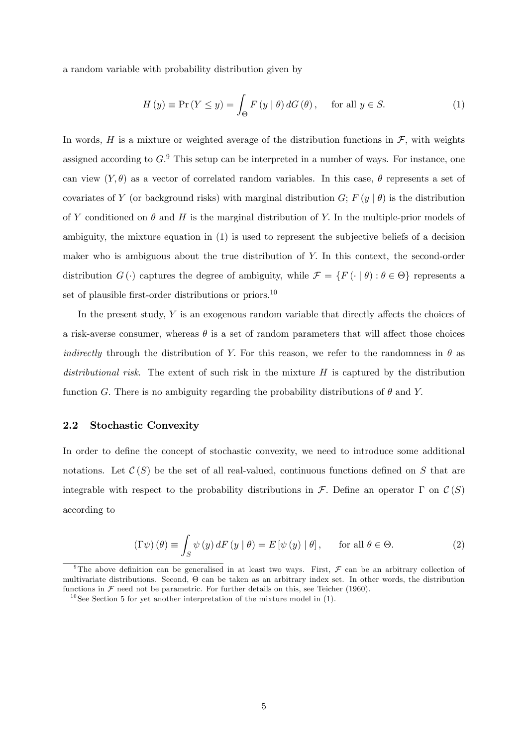a random variable with probability distribution given by

$$H(y) \equiv \Pr(Y \leq y) = \int_{\Theta} F(y \mid \theta) \, dG(\theta), \quad \text{for all } y \in S. \tag{1}$$

In words, $H$ is a mixture or weighted average of the distribution functions in $\mathcal{F}$, with weights assigned according to $G$.[9] This setup can be interpreted in a number of ways. For instance, one can view $(Y, \theta)$ as a vector of correlated random variables. In this case, $\theta$ represents a set of covariates of $Y$ (or background risks) with marginal distribution $G$; $F(y \mid \theta)$ is the distribution of $Y$ conditioned on $\theta$ and $H$ is the marginal distribution of $Y$. In the multiple-prior models of ambiguity, the mixture equation in (1) is used to represent the subjective beliefs of a decision maker who is ambiguous about the true distribution of $Y$. In this context, the second-order distribution $G(\cdot)$ captures the degree of ambiguity, while $\mathcal{F} = \{F(\cdot \mid \theta) : \theta \in \Theta\}$ represents a set of plausible first-order distributions or priors.[10]

In the present study, $Y$ is an exogenous random variable that directly affects the choices of a risk-averse consumer, whereas $\theta$ is a set of random parameters that will affect those choices *indirectly* through the distribution of $Y$. For this reason, we refer to the randomness in $\theta$ as *distributional risk*. The extent of such risk in the mixture $H$ is captured by the distribution function $G$. There is no ambiguity regarding the probability distributions of $\theta$ and $Y$.

### 2.2 Stochastic Convexity

In order to define the concept of stochastic convexity, we need to introduce some additional notations. Let $\mathcal{C}(S)$ be the set of all real-valued, continuous functions defined on $S$ that are integrable with respect to the probability distributions in $\mathcal{F}$. Define an operator $\Gamma$ on $\mathcal{C}(S)$ according to

$$(\Gamma\psi)(\theta) \equiv \int_{S} \psi(y) \, dF(y \mid \theta) = E[\psi(y) \mid \theta], \quad \text{for all } \theta \in \Theta. \tag{2}$$

---

[9] The above definition can be generalised in at least two ways. First, $\mathcal{F}$ can be an arbitrary collection of multivariate distributions. Second, $\Theta$ can be taken as an arbitrary index set. In other words, the distribution functions in $\mathcal{F}$ need not be parametric. For further details on this, see Teicher (1960).

[10] See Section 5 for yet another interpretation of the mixture model in (1).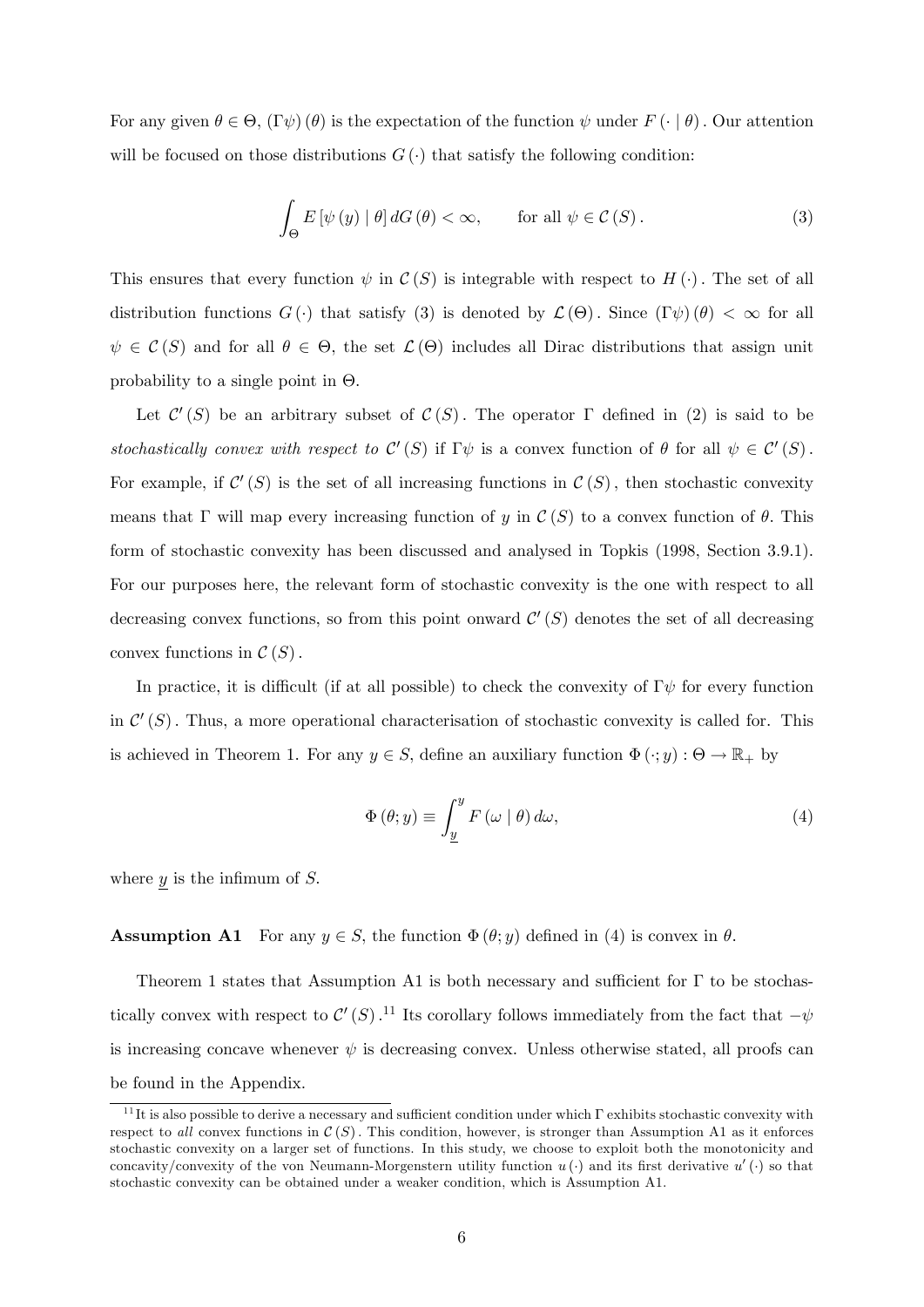For any given $\theta \in \Theta$, $(\Gamma\psi)(\theta)$ is the expectation of the function $\psi$ under $F(\cdot \mid \theta)$. Our attention will be focused on those distributions $G(\cdot)$ that satisfy the following condition:

$$\int_{\Theta} E[\psi(y) \mid \theta] \, dG(\theta) < \infty, \qquad \text{for all } \psi \in \mathcal{C}(S). \tag{3}$$

This ensures that every function $\psi$ in $\mathcal{C}(S)$ is integrable with respect to $H(\cdot)$. The set of all distribution functions $G(\cdot)$ that satisfy (3) is denoted by $\mathcal{L}(\Theta)$. Since $(\Gamma\psi)(\theta) < \infty$ for all $\psi \in \mathcal{C}(S)$ and for all $\theta \in \Theta$, the set $\mathcal{L}(\Theta)$ includes all Dirac distributions that assign unit probability to a single point in $\Theta$.

Let $\mathcal{C}'(S)$ be an arbitrary subset of $\mathcal{C}(S)$. The operator $\Gamma$ defined in (2) is said to be *stochastically convex with respect to* $\mathcal{C}'(S)$ if $\Gamma\psi$ is a convex function of $\theta$ for all $\psi \in \mathcal{C}'(S)$. For example, if $\mathcal{C}'(S)$ is the set of all increasing functions in $\mathcal{C}(S)$, then stochastic convexity means that $\Gamma$ will map every increasing function of $y$ in $\mathcal{C}(S)$ to a convex function of $\theta$. This form of stochastic convexity has been discussed and analysed in Topkis (1998, Section 3.9.1). For our purposes here, the relevant form of stochastic convexity is the one with respect to all decreasing convex functions, so from this point onward $\mathcal{C}'(S)$ denotes the set of all decreasing convex functions in $\mathcal{C}(S)$.

In practice, it is difficult (if at all possible) to check the convexity of $\Gamma\psi$ for every function in $\mathcal{C}'(S)$. Thus, a more operational characterisation of stochastic convexity is called for. This is achieved in Theorem 1. For any $y \in S$, define an auxiliary function $\Phi(\cdot; y) : \Theta \to \mathbb{R}_+$ by

$$\Phi(\theta; y) \equiv \int_{\underline{y}}^{y} F(\omega \mid \theta) \, d\omega, \tag{4}$$

where $\underline{y}$ is the infimum of $S$.

**Assumption A1** For any $y \in S$, the function $\Phi(\theta; y)$ defined in (4) is convex in $\theta$.

Theorem 1 states that Assumption A1 is both necessary and sufficient for $\Gamma$ to be stochastically convex with respect to $\mathcal{C}'(S)$.[11] Its corollary follows immediately from the fact that $-\psi$ is increasing concave whenever $\psi$ is decreasing convex. Unless otherwise stated, all proofs can be found in the Appendix.

[11] It is also possible to derive a necessary and sufficient condition under which $\Gamma$ exhibits stochastic convexity with respect to *all* convex functions in $\mathcal{C}(S)$. This condition, however, is stronger than Assumption A1 as it enforces stochastic convexity on a larger set of functions. In this study, we choose to exploit both the monotonicity and concavity/convexity of the von Neumann-Morgenstern utility function $u(\cdot)$ and its first derivative $u'(\cdot)$ so that stochastic convexity can be obtained under a weaker condition, which is Assumption A1.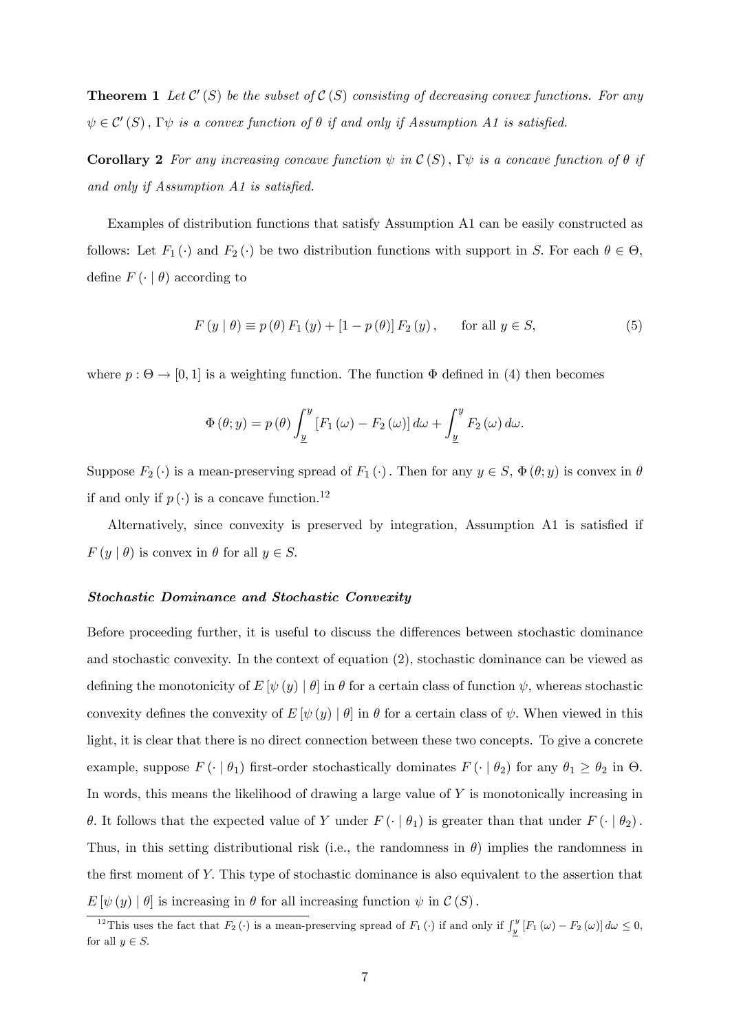**Theorem 1** *Let $\mathcal{C}'(S)$ be the subset of $\mathcal{C}(S)$ consisting of decreasing convex functions. For any $\psi \in \mathcal{C}'(S)$, $\Gamma\psi$ is a convex function of $\theta$ if and only if Assumption A1 is satisfied.*

**Corollary 2** *For any increasing concave function $\psi$ in $\mathcal{C}(S)$, $\Gamma\psi$ is a concave function of $\theta$ if and only if Assumption A1 is satisfied.*

Examples of distribution functions that satisfy Assumption A1 can be easily constructed as follows: Let $F_1(\cdot)$ and $F_2(\cdot)$ be two distribution functions with support in $S$. For each $\theta \in \Theta$, define $F(\cdot \mid \theta)$ according to

$$F(y \mid \theta) \equiv p(\theta) F_1(y) + [1 - p(\theta)] F_2(y), \qquad \text{for all } y \in S, \tag{5}$$

where $p : \Theta \to [0, 1]$ is a weighting function. The function $\Phi$ defined in (4) then becomes

$$\Phi(\theta; y) = p(\theta) \int_{\underline{y}}^{y} [F_1(\omega) - F_2(\omega)] \, d\omega + \int_{\underline{y}}^{y} F_2(\omega) \, d\omega.$$

Suppose $F_2(\cdot)$ is a mean-preserving spread of $F_1(\cdot)$. Then for any $y \in S$, $\Phi(\theta; y)$ is convex in $\theta$ if and only if $p(\cdot)$ is a concave function.[12]

Alternatively, since convexity is preserved by integration, Assumption A1 is satisfied if $F(y \mid \theta)$ is convex in $\theta$ for all $y \in S$.

***Stochastic Dominance and Stochastic Convexity***

Before proceeding further, it is useful to discuss the differences between stochastic dominance and stochastic convexity. In the context of equation (2), stochastic dominance can be viewed as defining the monotonicity of $E[\psi(y) \mid \theta]$ in $\theta$ for a certain class of function $\psi$, whereas stochastic convexity defines the convexity of $E[\psi(y) \mid \theta]$ in $\theta$ for a certain class of $\psi$. When viewed in this light, it is clear that there is no direct connection between these two concepts. To give a concrete example, suppose $F(\cdot \mid \theta_1)$ first-order stochastically dominates $F(\cdot \mid \theta_2)$ for any $\theta_1 \geq \theta_2$ in $\Theta$. In words, this means the likelihood of drawing a large value of $Y$ is monotonically increasing in $\theta$. It follows that the expected value of $Y$ under $F(\cdot \mid \theta_1)$ is greater than that under $F(\cdot \mid \theta_2)$. Thus, in this setting distributional risk (i.e., the randomness in $\theta$) implies the randomness in the first moment of $Y$. This type of stochastic dominance is also equivalent to the assertion that $E[\psi(y) \mid \theta]$ is increasing in $\theta$ for all increasing function $\psi$ in $\mathcal{C}(S)$.

[12] This uses the fact that $F_2(\cdot)$ is a mean-preserving spread of $F_1(\cdot)$ if and only if $\int_{\underline{y}}^{y} [F_1(\omega) - F_2(\omega)] \, d\omega \leq 0$, for all $y \in S$.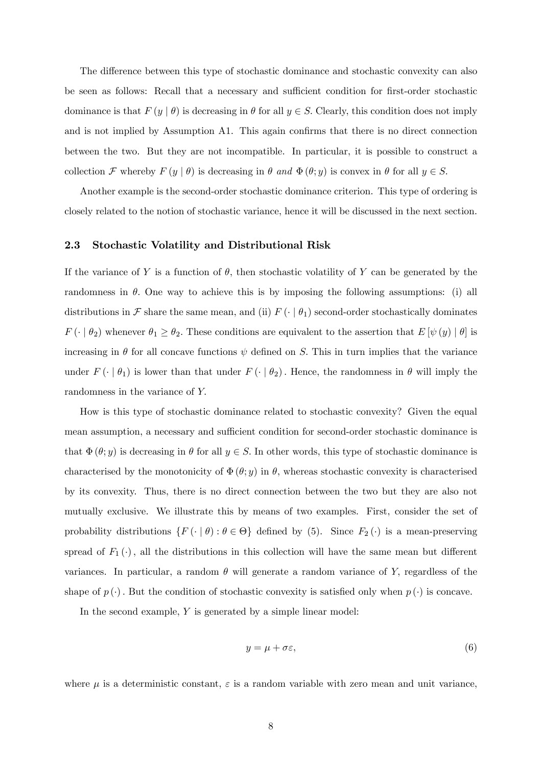The difference between this type of stochastic dominance and stochastic convexity can also be seen as follows: Recall that a necessary and sufficient condition for first-order stochastic dominance is that $F(y \mid \theta)$ is decreasing in $\theta$ for all $y \in S$. Clearly, this condition does not imply and is not implied by Assumption A1. This again confirms that there is no direct connection between the two. But they are not incompatible. In particular, it is possible to construct a collection $\mathcal{F}$ whereby $F(y \mid \theta)$ is decreasing in $\theta$ *and* $\Phi(\theta; y)$ is convex in $\theta$ for all $y \in S$.

Another example is the second-order stochastic dominance criterion. This type of ordering is closely related to the notion of stochastic variance, hence it will be discussed in the next section.

### 2.3 Stochastic Volatility and Distributional Risk

If the variance of $Y$ is a function of $\theta$, then stochastic volatility of $Y$ can be generated by the randomness in $\theta$. One way to achieve this is by imposing the following assumptions: (i) all distributions in $\mathcal{F}$ share the same mean, and (ii) $F(\cdot \mid \theta_1)$ second-order stochastically dominates $F(\cdot \mid \theta_2)$ whenever $\theta_1 \geq \theta_2$. These conditions are equivalent to the assertion that $E[\psi(y) \mid \theta]$ is increasing in $\theta$ for all concave functions $\psi$ defined on $S$. This in turn implies that the variance under $F(\cdot \mid \theta_1)$ is lower than that under $F(\cdot \mid \theta_2)$. Hence, the randomness in $\theta$ will imply the randomness in the variance of $Y$.

How is this type of stochastic dominance related to stochastic convexity? Given the equal mean assumption, a necessary and sufficient condition for second-order stochastic dominance is that $\Phi(\theta; y)$ is decreasing in $\theta$ for all $y \in S$. In other words, this type of stochastic dominance is characterised by the monotonicity of $\Phi(\theta; y)$ in $\theta$, whereas stochastic convexity is characterised by its convexity. Thus, there is no direct connection between the two but they are also not mutually exclusive. We illustrate this by means of two examples. First, consider the set of probability distributions $\{F(\cdot \mid \theta) : \theta \in \Theta\}$ defined by (5). Since $F_2(\cdot)$ is a mean-preserving spread of $F_1(\cdot)$, all the distributions in this collection will have the same mean but different variances. In particular, a random $\theta$ will generate a random variance of $Y$, regardless of the shape of $p(\cdot)$. But the condition of stochastic convexity is satisfied only when $p(\cdot)$ is concave.

In the second example, $Y$ is generated by a simple linear model:

$$y = \mu + \sigma\varepsilon, \tag{6}$$

where $\mu$ is a deterministic constant, $\varepsilon$ is a random variable with zero mean and unit variance,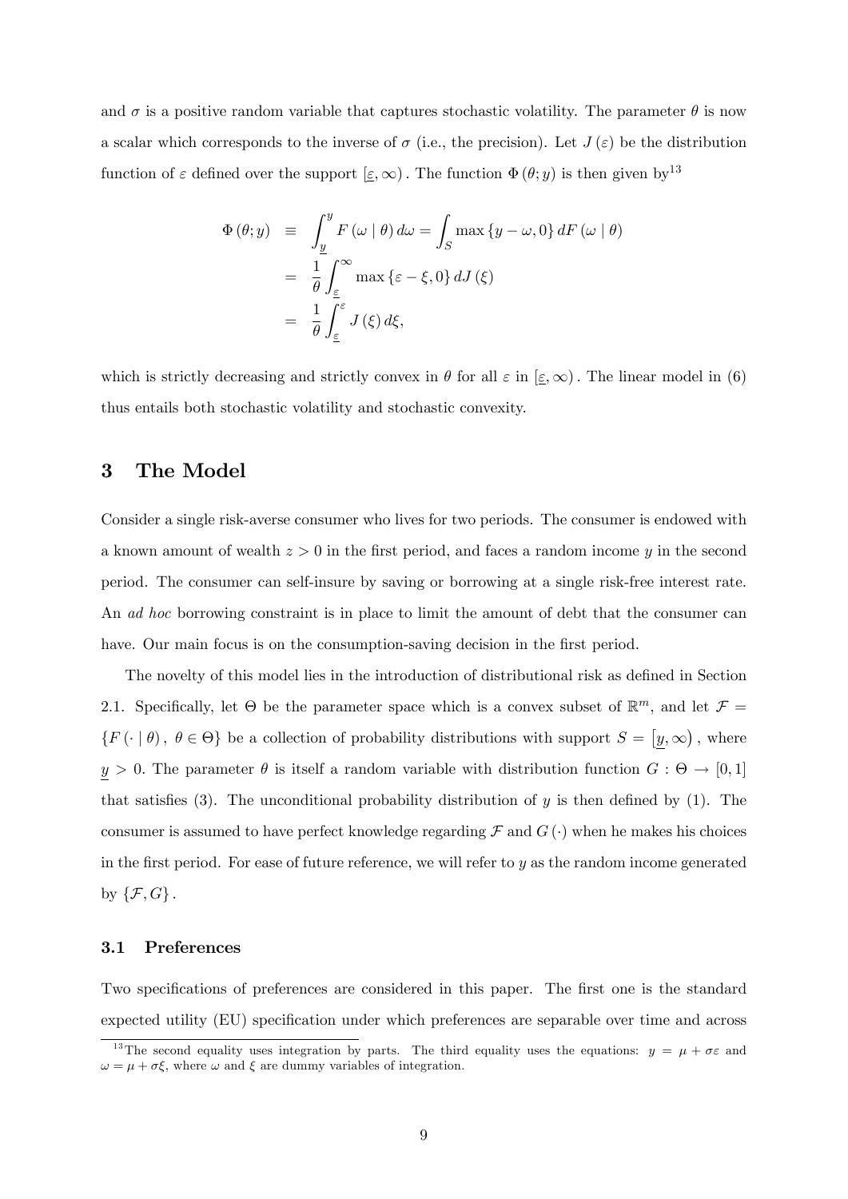and $\sigma$ is a positive random variable that captures stochastic volatility. The parameter $\theta$ is now a scalar which corresponds to the inverse of $\sigma$ (i.e., the precision). Let $J(\varepsilon)$ be the distribution function of $\varepsilon$ defined over the support $[\underline{\varepsilon}, \infty)$. The function $\Phi(\theta; y)$ is then given by[13]

$$
\begin{aligned}
\Phi(\theta; y) &\equiv \int_{\underline{y}}^{y} F(\omega \mid \theta) \, d\omega = \int_{S} \max\{y - \omega, 0\} \, dF(\omega \mid \theta) \\
&= \frac{1}{\theta} \int_{\underline{\varepsilon}}^{\infty} \max\{\varepsilon - \xi, 0\} \, dJ(\xi) \\
&= \frac{1}{\theta} \int_{\underline{\varepsilon}}^{\varepsilon} J(\xi) \, d\xi,
\end{aligned}
$$

which is strictly decreasing and strictly convex in $\theta$ for all $\varepsilon$ in $[\underline{\varepsilon}, \infty)$. The linear model in (6) thus entails both stochastic volatility and stochastic convexity.

# 3 The Model

Consider a single risk-averse consumer who lives for two periods. The consumer is endowed with a known amount of wealth $z > 0$ in the first period, and faces a random income $y$ in the second period. The consumer can self-insure by saving or borrowing at a single risk-free interest rate. An *ad hoc* borrowing constraint is in place to limit the amount of debt that the consumer can have. Our main focus is on the consumption-saving decision in the first period.

The novelty of this model lies in the introduction of distributional risk as defined in Section 2.1. Specifically, let $\Theta$ be the parameter space which is a convex subset of $\mathbb{R}^m$, and let $\mathcal{F} = \{F(\cdot \mid \theta), \, \theta \in \Theta\}$ be a collection of probability distributions with support $S = [\underline{y}, \infty)$, where $\underline{y} > 0$. The parameter $\theta$ is itself a random variable with distribution function $G : \Theta \to [0, 1]$ that satisfies (3). The unconditional probability distribution of $y$ is then defined by (1). The consumer is assumed to have perfect knowledge regarding $\mathcal{F}$ and $G(\cdot)$ when he makes his choices in the first period. For ease of future reference, we will refer to $y$ as the random income generated by $\{\mathcal{F}, G\}$.

## 3.1 Preferences

Two specifications of preferences are considered in this paper. The first one is the standard expected utility (EU) specification under which preferences are separable over time and across

[13] The second equality uses integration by parts. The third equality uses the equations: $y = \mu + \sigma\varepsilon$ and $\omega = \mu + \sigma\xi$, where $\omega$ and $\xi$ are dummy variables of integration.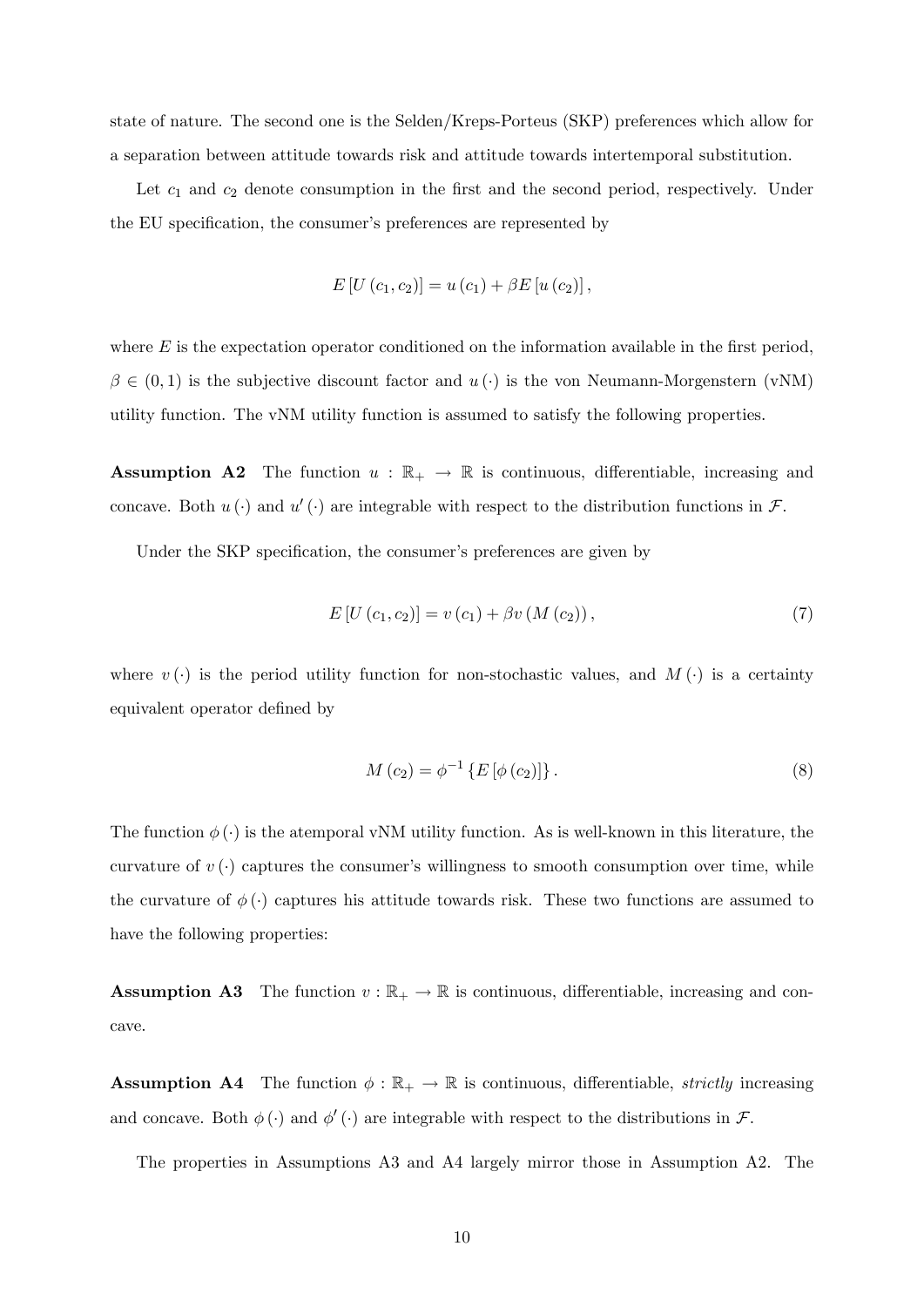state of nature. The second one is the Selden/Kreps-Porteus (SKP) preferences which allow for a separation between attitude towards risk and attitude towards intertemporal substitution.

Let $c_1$ and $c_2$ denote consumption in the first and the second period, respectively. Under the EU specification, the consumer's preferences are represented by

$$E\left[U\left(c_1, c_2\right)\right] = u\left(c_1\right) + \beta E\left[u\left(c_2\right)\right],$$

where $E$ is the expectation operator conditioned on the information available in the first period, $\beta \in (0, 1)$ is the subjective discount factor and $u(\cdot)$ is the von Neumann-Morgenstern (vNM) utility function. The vNM utility function is assumed to satisfy the following properties.

**Assumption A2** The function $u : \mathbb{R}_+ \to \mathbb{R}$ is continuous, differentiable, increasing and concave. Both $u(\cdot)$ and $u'(\cdot)$ are integrable with respect to the distribution functions in $\mathcal{F}$.

Under the SKP specification, the consumer's preferences are given by

$$E\left[U\left(c_1, c_2\right)\right] = v\left(c_1\right) + \beta v\left(M\left(c_2\right)\right), \tag{7}$$

where $v(\cdot)$ is the period utility function for non-stochastic values, and $M(\cdot)$ is a certainty equivalent operator defined by

$$M\left(c_2\right) = \phi^{-1}\left\{E\left[\phi\left(c_2\right)\right]\right\}. \tag{8}$$

The function $\phi(\cdot)$ is the atemporal vNM utility function. As is well-known in this literature, the curvature of $v(\cdot)$ captures the consumer's willingness to smooth consumption over time, while the curvature of $\phi(\cdot)$ captures his attitude towards risk. These two functions are assumed to have the following properties:

**Assumption A3** The function $v : \mathbb{R}_+ \to \mathbb{R}$ is continuous, differentiable, increasing and concave.

**Assumption A4** The function $\phi : \mathbb{R}_+ \to \mathbb{R}$ is continuous, differentiable, *strictly* increasing and concave. Both $\phi(\cdot)$ and $\phi'(\cdot)$ are integrable with respect to the distributions in $\mathcal{F}$.

The properties in Assumptions A3 and A4 largely mirror those in Assumption A2. The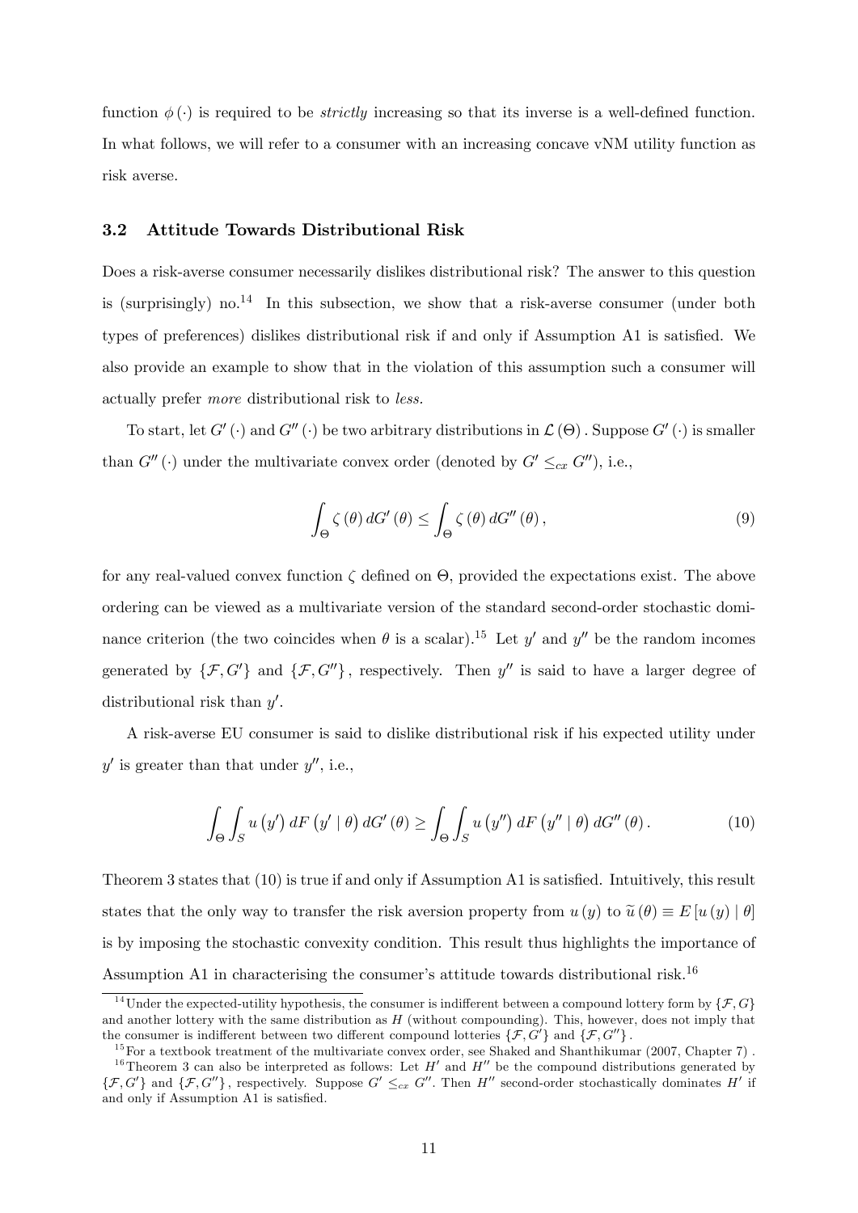function $\phi(\cdot)$ is required to be *strictly* increasing so that its inverse is a well-defined function. In what follows, we will refer to a consumer with an increasing concave vNM utility function as risk averse.

### 3.2 Attitude Towards Distributional Risk

Does a risk-averse consumer necessarily dislikes distributional risk? The answer to this question is (surprisingly) no.[14] In this subsection, we show that a risk-averse consumer (under both types of preferences) dislikes distributional risk if and only if Assumption A1 is satisfied. We also provide an example to show that in the violation of this assumption such a consumer will actually prefer *more* distributional risk to *less.*

To start, let $G'(\cdot)$ and $G''(\cdot)$ be two arbitrary distributions in $\mathcal{L}(\Theta)$. Suppose $G'(\cdot)$ is smaller than $G''(\cdot)$ under the multivariate convex order (denoted by $G' \leq_{cx} G''$), i.e.,

$$\int_{\Theta} \zeta(\theta)\, dG'(\theta) \leq \int_{\Theta} \zeta(\theta)\, dG''(\theta), \tag{9}$$

for any real-valued convex function $\zeta$ defined on $\Theta$, provided the expectations exist. The above ordering can be viewed as a multivariate version of the standard second-order stochastic dominance criterion (the two coincides when $\theta$ is a scalar).[15] Let $y'$ and $y''$ be the random incomes generated by $\{\mathcal{F}, G'\}$ and $\{\mathcal{F}, G''\}$, respectively. Then $y''$ is said to have a larger degree of distributional risk than $y'$.

A risk-averse EU consumer is said to dislike distributional risk if his expected utility under $y'$ is greater than that under $y''$, i.e.,

$$\int_{\Theta}\int_{S} u(y')\, dF(y' \mid \theta)\, dG'(\theta) \geq \int_{\Theta}\int_{S} u(y'')\, dF(y'' \mid \theta)\, dG''(\theta). \tag{10}$$

Theorem 3 states that (10) is true if and only if Assumption A1 is satisfied. Intuitively, this result states that the only way to transfer the risk aversion property from $u(y)$ to $\widetilde{u}(\theta) \equiv E[u(y) \mid \theta]$ is by imposing the stochastic convexity condition. This result thus highlights the importance of Assumption A1 in characterising the consumer's attitude towards distributional risk.[16]

---

[14] Under the expected-utility hypothesis, the consumer is indifferent between a compound lottery form by $\{\mathcal{F}, G\}$ and another lottery with the same distribution as $H$ (without compounding). This, however, does not imply that the consumer is indifferent between two different compound lotteries $\{\mathcal{F}, G'\}$ and $\{\mathcal{F}, G''\}$.

[15] For a textbook treatment of the multivariate convex order, see Shaked and Shanthikumar (2007, Chapter 7).

[16] Theorem 3 can also be interpreted as follows: Let $H'$ and $H''$ be the compound distributions generated by $\{\mathcal{F}, G'\}$ and $\{\mathcal{F}, G''\}$, respectively. Suppose $G' \leq_{cx} G''$. Then $H''$ second-order stochastically dominates $H'$ if and only if Assumption A1 is satisfied.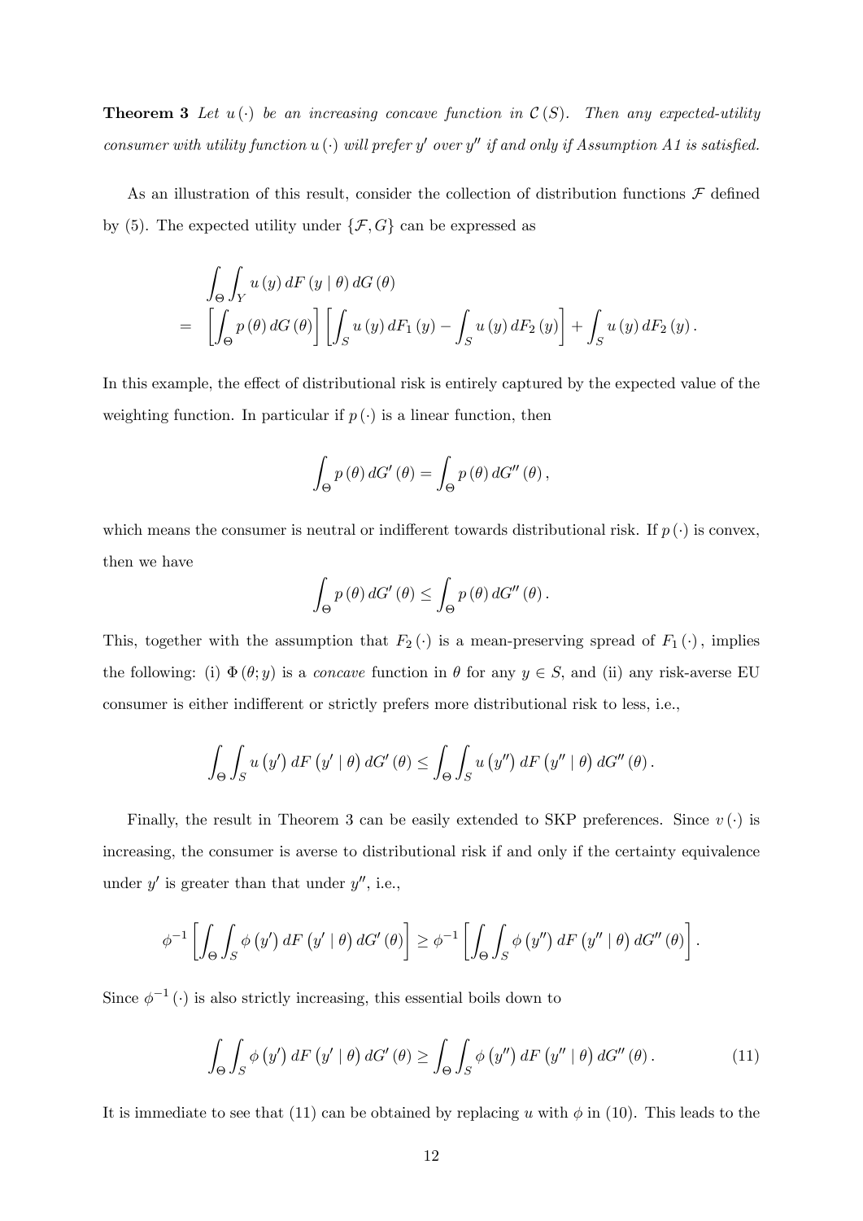**Theorem 3** *Let $u(\cdot)$ be an increasing concave function in $\mathcal{C}(S)$. Then any expected-utility consumer with utility function $u(\cdot)$ will prefer $y'$ over $y''$ if and only if Assumption A1 is satisfied.*

As an illustration of this result, consider the collection of distribution functions $\mathcal{F}$ defined by (5). The expected utility under $\{\mathcal{F}, G\}$ can be expressed as

$$
\begin{aligned}
&\int_{\Theta} \int_{Y} u(y)\, dF(y \mid \theta)\, dG(\theta) \\
=\ & \left[\int_{\Theta} p(\theta)\, dG(\theta)\right] \left[\int_{S} u(y)\, dF_1(y) - \int_{S} u(y)\, dF_2(y)\right] + \int_{S} u(y)\, dF_2(y).
\end{aligned}
$$

In this example, the effect of distributional risk is entirely captured by the expected value of the weighting function. In particular if $p(\cdot)$ is a linear function, then

$$
\int_{\Theta} p(\theta)\, dG'(\theta) = \int_{\Theta} p(\theta)\, dG''(\theta),
$$

which means the consumer is neutral or indifferent towards distributional risk. If $p(\cdot)$ is convex, then we have

$$
\int_{\Theta} p(\theta)\, dG'(\theta) \leq \int_{\Theta} p(\theta)\, dG''(\theta).
$$

This, together with the assumption that $F_2(\cdot)$ is a mean-preserving spread of $F_1(\cdot)$, implies the following: (i) $\Phi(\theta; y)$ is a *concave* function in $\theta$ for any $y \in S$, and (ii) any risk-averse EU consumer is either indifferent or strictly prefers more distributional risk to less, i.e.,

$$
\int_{\Theta} \int_{S} u(y')\, dF(y' \mid \theta)\, dG'(\theta) \leq \int_{\Theta} \int_{S} u(y'')\, dF(y'' \mid \theta)\, dG''(\theta).
$$

Finally, the result in Theorem 3 can be easily extended to SKP preferences. Since $v(\cdot)$ is increasing, the consumer is averse to distributional risk if and only if the certainty equivalence under $y'$ is greater than that under $y''$, i.e.,

$$
\phi^{-1}\left[\int_{\Theta} \int_{S} \phi(y')\, dF(y' \mid \theta)\, dG'(\theta)\right] \geq \phi^{-1}\left[\int_{\Theta} \int_{S} \phi(y'')\, dF(y'' \mid \theta)\, dG''(\theta)\right].
$$

Since $\phi^{-1}(\cdot)$ is also strictly increasing, this essential boils down to

$$
\int_{\Theta} \int_{S} \phi(y')\, dF(y' \mid \theta)\, dG'(\theta) \geq \int_{\Theta} \int_{S} \phi(y'')\, dF(y'' \mid \theta)\, dG''(\theta). \tag{11}
$$

It is immediate to see that (11) can be obtained by replacing $u$ with $\phi$ in (10). This leads to the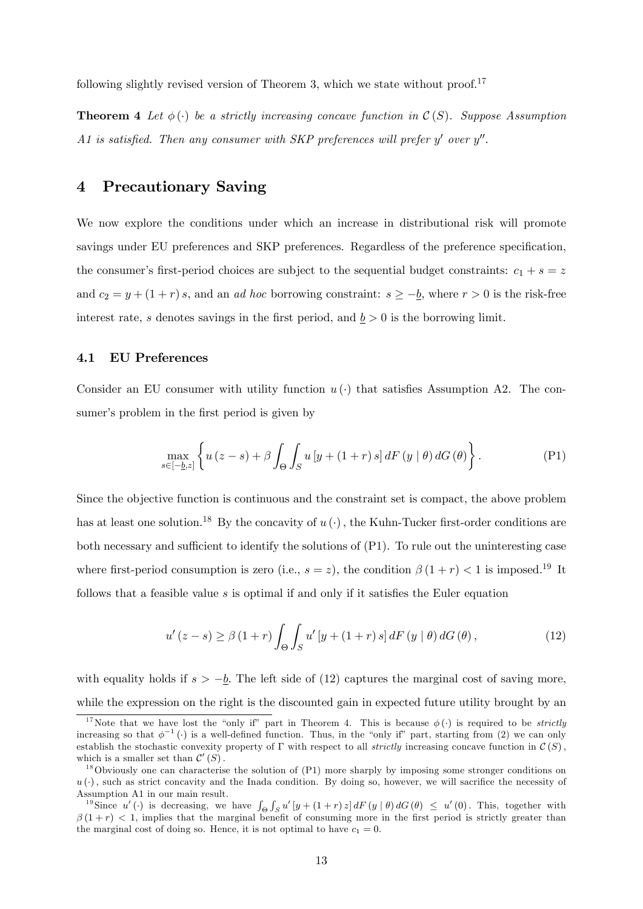following slightly revised version of Theorem 3, which we state without proof.[17]

**Theorem 4** *Let $\phi(\cdot)$ be a strictly increasing concave function in $\mathcal{C}(S)$. Suppose Assumption A1 is satisfied. Then any consumer with SKP preferences will prefer $y'$ over $y''$.*

# 4 Precautionary Saving

We now explore the conditions under which an increase in distributional risk will promote savings under EU preferences and SKP preferences. Regardless of the preference specification, the consumer's first-period choices are subject to the sequential budget constraints: $c_1 + s = z$ and $c_2 = y + (1+r)s$, and an *ad hoc* borrowing constraint: $s \geq -\underline{b}$, where $r > 0$ is the risk-free interest rate, $s$ denotes savings in the first period, and $\underline{b} > 0$ is the borrowing limit.

## 4.1 EU Preferences

Consider an EU consumer with utility function $u(\cdot)$ that satisfies Assumption A2. The consumer's problem in the first period is given by

$$\max_{s \in [-\underline{b}, z]} \left\{ u(z-s) + \beta \int_{\Theta} \int_{S} u[y + (1+r)s] \, dF(y \mid \theta) \, dG(\theta) \right\}. \tag{P1}$$

Since the objective function is continuous and the constraint set is compact, the above problem has at least one solution.[18] By the concavity of $u(\cdot)$, the Kuhn-Tucker first-order conditions are both necessary and sufficient to identify the solutions of (P1). To rule out the uninteresting case where first-period consumption is zero (i.e., $s = z$), the condition $\beta(1+r) < 1$ is imposed.[19] It follows that a feasible value $s$ is optimal if and only if it satisfies the Euler equation

$$u'(z-s) \geq \beta(1+r) \int_{\Theta} \int_{S} u'[y + (1+r)s] \, dF(y \mid \theta) \, dG(\theta), \tag{12}$$

with equality holds if $s > -\underline{b}$. The left side of (12) captures the marginal cost of saving more, while the expression on the right is the discounted gain in expected future utility brought by an

---

[17] Note that we have lost the "only if" part in Theorem 4. This is because $\phi(\cdot)$ is required to be *strictly* increasing so that $\phi^{-1}(\cdot)$ is a well-defined function. Thus, in the "only if" part, starting from (2) we can only establish the stochastic convexity property of $\Gamma$ with respect to all *strictly* increasing concave function in $\mathcal{C}(S)$, which is a smaller set than $\mathcal{C}'(S)$.

[18] Obviously one can characterise the solution of (P1) more sharply by imposing some stronger conditions on $u(\cdot)$, such as strict concavity and the Inada condition. By doing so, however, we will sacrifice the necessity of Assumption A1 in our main result.

[19] Since $u'(\cdot)$ is decreasing, we have $\int_{\Theta} \int_{S} u'[y + (1+r)z] \, dF(y \mid \theta) \, dG(\theta) \leq u'(0)$. This, together with $\beta(1+r) < 1$, implies that the marginal benefit of consuming more in the first period is strictly greater than the marginal cost of doing so. Hence, it is not optimal to have $c_1 = 0$.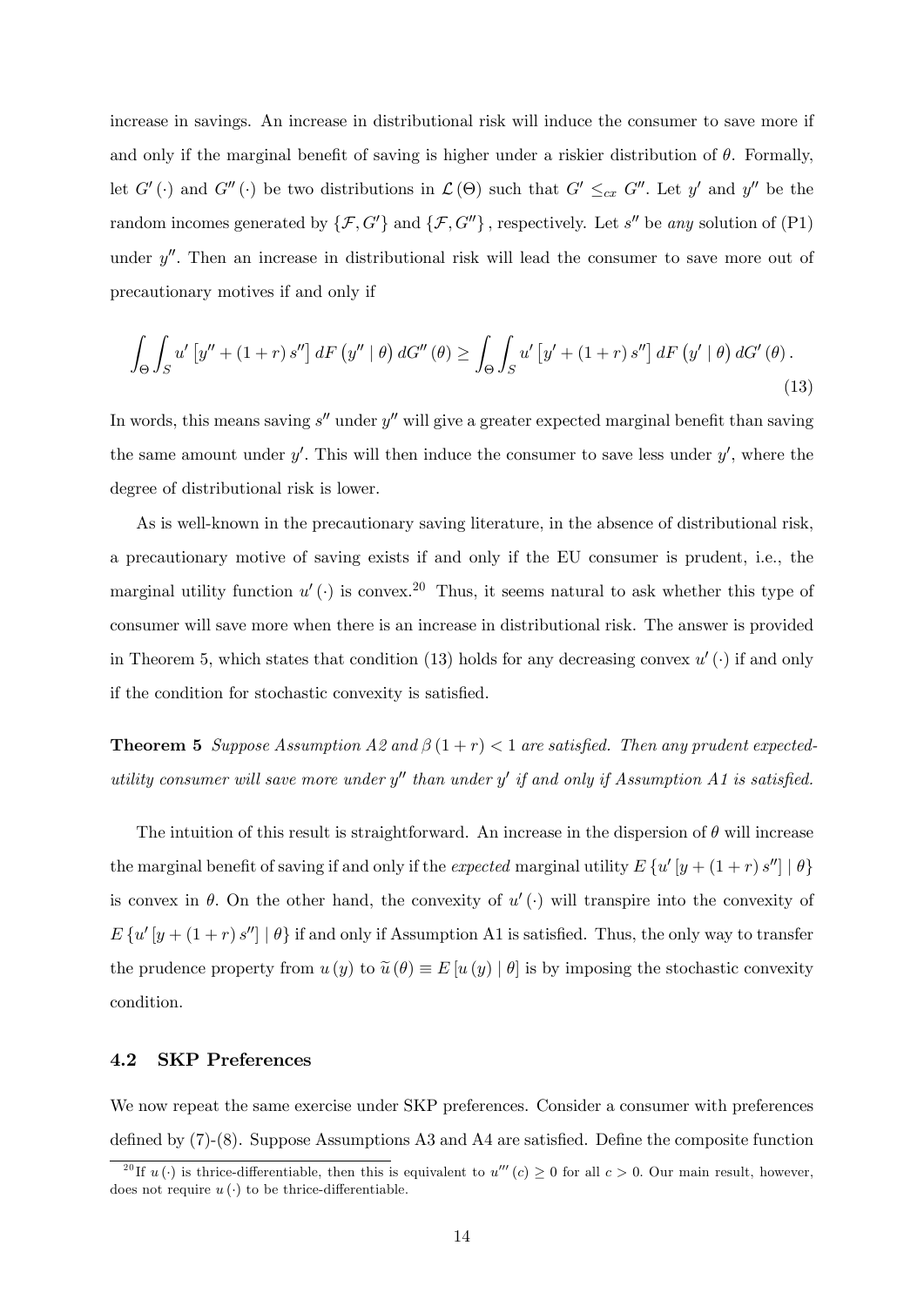increase in savings. An increase in distributional risk will induce the consumer to save more if and only if the marginal benefit of saving is higher under a riskier distribution of $\theta$. Formally, let $G'(\cdot)$ and $G''(\cdot)$ be two distributions in $\mathcal{L}(\Theta)$ such that $G' \leq_{cx} G''$. Let $y'$ and $y''$ be the random incomes generated by $\{\mathcal{F}, G'\}$ and $\{\mathcal{F}, G''\}$, respectively. Let $s''$ be *any* solution of (P1) under $y''$. Then an increase in distributional risk will lead the consumer to save more out of precautionary motives if and only if

$$\int_{\Theta} \int_{S} u'\left[y'' + (1+r)s''\right] dF\left(y'' \mid \theta\right) dG''(\theta) \geq \int_{\Theta} \int_{S} u'\left[y' + (1+r)s''\right] dF\left(y' \mid \theta\right) dG'(\theta). \tag{13}$$

In words, this means saving $s''$ under $y''$ will give a greater expected marginal benefit than saving the same amount under $y'$. This will then induce the consumer to save less under $y'$, where the degree of distributional risk is lower.

As is well-known in the precautionary saving literature, in the absence of distributional risk, a precautionary motive of saving exists if and only if the EU consumer is prudent, i.e., the marginal utility function $u'(\cdot)$ is convex.[20] Thus, it seems natural to ask whether this type of consumer will save more when there is an increase in distributional risk. The answer is provided in Theorem 5, which states that condition (13) holds for any decreasing convex $u'(\cdot)$ if and only if the condition for stochastic convexity is satisfied.

**Theorem 5** *Suppose Assumption A2 and $\beta(1+r) < 1$ are satisfied. Then any prudent expected-utility consumer will save more under $y''$ than under $y'$ if and only if Assumption A1 is satisfied.*

The intuition of this result is straightforward. An increase in the dispersion of $\theta$ will increase the marginal benefit of saving if and only if the *expected* marginal utility $E\{u'[y + (1+r)s''] \mid \theta\}$ is convex in $\theta$. On the other hand, the convexity of $u'(\cdot)$ will transpire into the convexity of $E\{u'[y + (1+r)s''] \mid \theta\}$ if and only if Assumption A1 is satisfied. Thus, the only way to transfer the prudence property from $u(y)$ to $\widetilde{u}(\theta) \equiv E[u(y) \mid \theta]$ is by imposing the stochastic convexity condition.

### 4.2 SKP Preferences

We now repeat the same exercise under SKP preferences. Consider a consumer with preferences defined by (7)-(8). Suppose Assumptions A3 and A4 are satisfied. Define the composite function

[20] If $u(\cdot)$ is thrice-differentiable, then this is equivalent to $u'''(c) \geq 0$ for all $c > 0$. Our main result, however, does not require $u(\cdot)$ to be thrice-differentiable.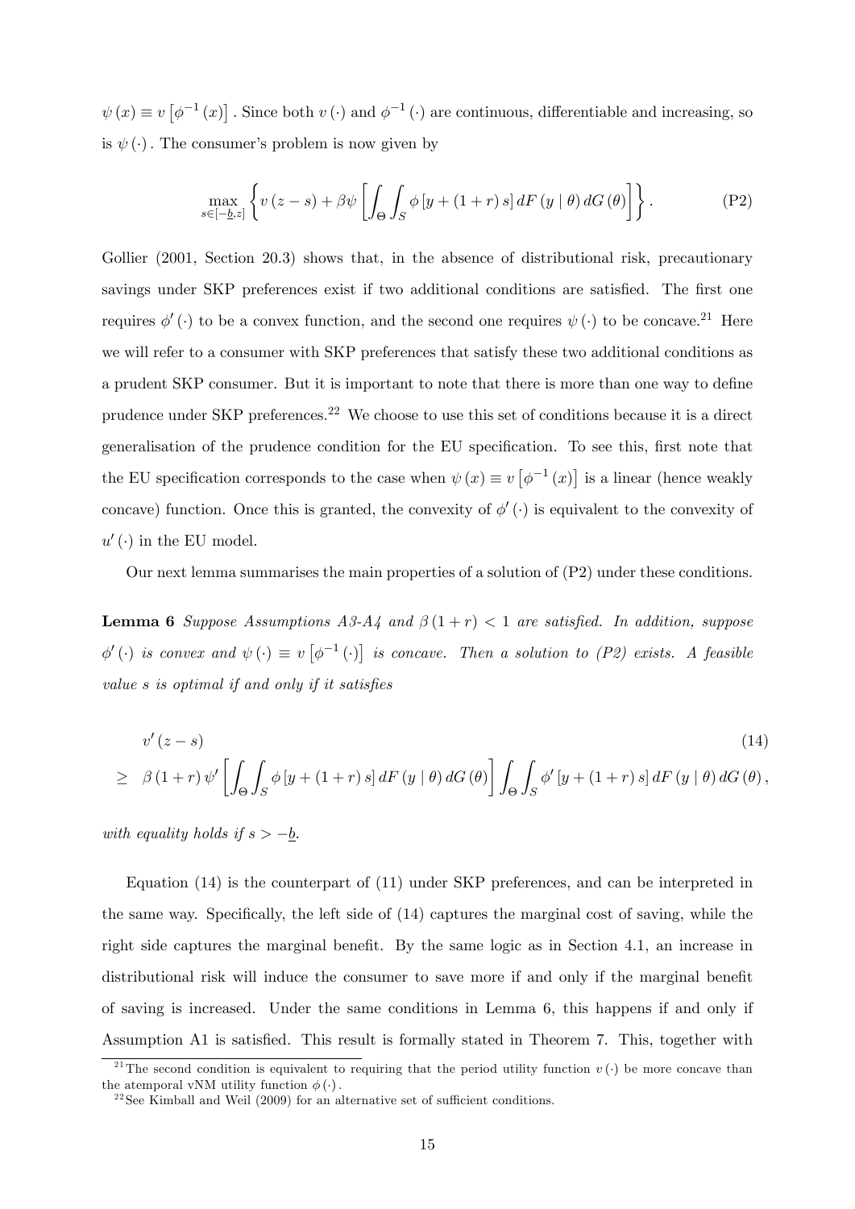$\psi(x) \equiv v\left[\phi^{-1}(x)\right]$. Since both $v(\cdot)$ and $\phi^{-1}(\cdot)$ are continuous, differentiable and increasing, so is $\psi(\cdot)$. The consumer's problem is now given by

$$\max_{s\in[-\underline{b},z]} \left\{ v(z-s) + \beta\psi\left[\int_{\Theta}\int_{S}\phi\left[y+(1+r)s\right]dF(y\mid\theta)\,dG(\theta)\right]\right\}. \tag{P2}$$

Gollier (2001, Section 20.3) shows that, in the absence of distributional risk, precautionary savings under SKP preferences exist if two additional conditions are satisfied. The first one requires $\phi'(\cdot)$ to be a convex function, and the second one requires $\psi(\cdot)$ to be concave.[21] Here we will refer to a consumer with SKP preferences that satisfy these two additional conditions as a prudent SKP consumer. But it is important to note that there is more than one way to define prudence under SKP preferences.[22] We choose to use this set of conditions because it is a direct generalisation of the prudence condition for the EU specification. To see this, first note that the EU specification corresponds to the case when $\psi(x) \equiv v\left[\phi^{-1}(x)\right]$ is a linear (hence weakly concave) function. Once this is granted, the convexity of $\phi'(\cdot)$ is equivalent to the convexity of $u'(\cdot)$ in the EU model.

Our next lemma summarises the main properties of a solution of (P2) under these conditions.

**Lemma 6** *Suppose Assumptions A3-A4 and $\beta(1+r) < 1$ are satisfied. In addition, suppose $\phi'(\cdot)$ is convex and $\psi(\cdot) \equiv v\left[\phi^{-1}(\cdot)\right]$ is concave. Then a solution to (P2) exists. A feasible value $s$ is optimal if and only if it satisfies*

$$\begin{aligned} & v'(z-s) \\ \geq\ & \beta(1+r)\,\psi'\left[\int_{\Theta}\int_{S}\phi\left[y+(1+r)s\right]dF(y\mid\theta)\,dG(\theta)\right]\int_{\Theta}\int_{S}\phi'\left[y+(1+r)s\right]dF(y\mid\theta)\,dG(\theta), \end{aligned} \tag{14}$$

*with equality holds if $s > -\underline{b}$.*

Equation (14) is the counterpart of (11) under SKP preferences, and can be interpreted in the same way. Specifically, the left side of (14) captures the marginal cost of saving, while the right side captures the marginal benefit. By the same logic as in Section 4.1, an increase in distributional risk will induce the consumer to save more if and only if the marginal benefit of saving is increased. Under the same conditions in Lemma 6, this happens if and only if Assumption A1 is satisfied. This result is formally stated in Theorem 7. This, together with

[21] The second condition is equivalent to requiring that the period utility function $v(\cdot)$ be more concave than the atemporal vNM utility function $\phi(\cdot)$.

[22] See Kimball and Weil (2009) for an alternative set of sufficient conditions.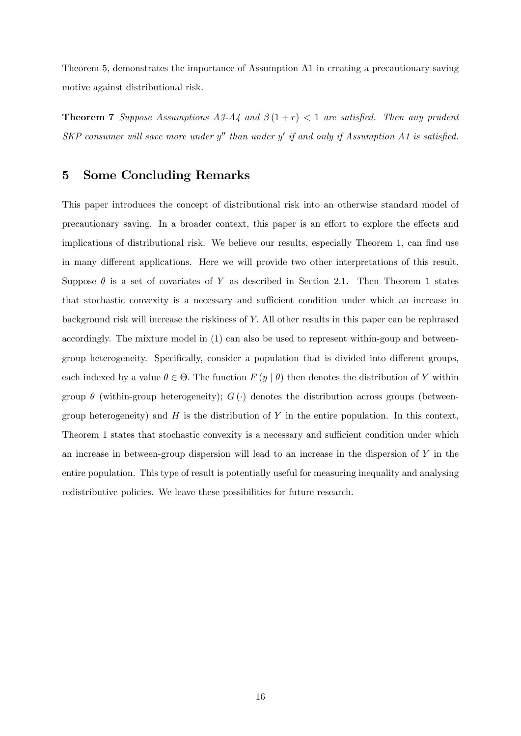Theorem 5, demonstrates the importance of Assumption A1 in creating a precautionary saving motive against distributional risk.

**Theorem 7** *Suppose Assumptions A3-A4 and $\beta(1+r) < 1$ are satisfied. Then any prudent SKP consumer will save more under $y''$ than under $y'$ if and only if Assumption A1 is satisfied.*

## 5 Some Concluding Remarks

This paper introduces the concept of distributional risk into an otherwise standard model of precautionary saving. In a broader context, this paper is an effort to explore the effects and implications of distributional risk. We believe our results, especially Theorem 1, can find use in many different applications. Here we will provide two other interpretations of this result. Suppose $\theta$ is a set of covariates of $Y$ as described in Section 2.1. Then Theorem 1 states that stochastic convexity is a necessary and sufficient condition under which an increase in background risk will increase the riskiness of $Y$. All other results in this paper can be rephrased accordingly. The mixture model in (1) can also be used to represent within-goup and between-group heterogeneity. Specifically, consider a population that is divided into different groups, each indexed by a value $\theta \in \Theta$. The function $F(y \mid \theta)$ then denotes the distribution of $Y$ within group $\theta$ (within-group heterogeneity); $G(\cdot)$ denotes the distribution across groups (between-group heterogeneity) and $H$ is the distribution of $Y$ in the entire population. In this context, Theorem 1 states that stochastic convexity is a necessary and sufficient condition under which an increase in between-group dispersion will lead to an increase in the dispersion of $Y$ in the entire population. This type of result is potentially useful for measuring inequality and analysing redistributive policies. We leave these possibilities for future research.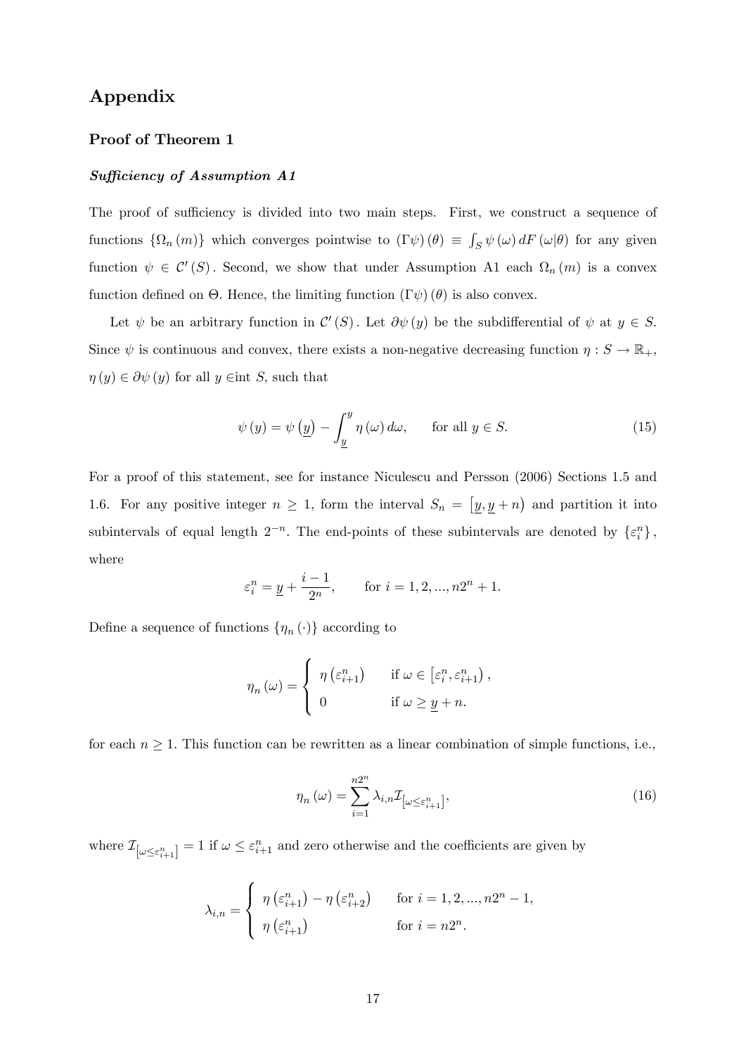# Appendix

## Proof of Theorem 1

### *Sufficiency of Assumption A1*

The proof of sufficiency is divided into two main steps. First, we construct a sequence of functions $\{\Omega_n(m)\}$ which converges pointwise to $(\Gamma\psi)(\theta) \equiv \int_S \psi(\omega)\, dF(\omega|\theta)$ for any given function $\psi \in \mathcal{C}'(S)$. Second, we show that under Assumption A1 each $\Omega_n(m)$ is a convex function defined on $\Theta$. Hence, the limiting function $(\Gamma\psi)(\theta)$ is also convex.

Let $\psi$ be an arbitrary function in $\mathcal{C}'(S)$. Let $\partial\psi(y)$ be the subdifferential of $\psi$ at $y \in S$. Since $\psi$ is continuous and convex, there exists a non-negative decreasing function $\eta : S \to \mathbb{R}_+$, $\eta(y) \in \partial\psi(y)$ for all $y \in$int $S$, such that

$$\psi(y) = \psi(\underline{y}) - \int_{\underline{y}}^{y} \eta(\omega)\, d\omega, \qquad \text{for all } y \in S. \tag{15}$$

For a proof of this statement, see for instance Niculescu and Persson (2006) Sections 1.5 and 1.6. For any positive integer $n \geq 1$, form the interval $S_n = [\underline{y}, \underline{y} + n)$ and partition it into subintervals of equal length $2^{-n}$. The end-points of these subintervals are denoted by $\{\varepsilon_i^n\}$, where

$$\varepsilon_i^n = \underline{y} + \frac{i-1}{2^n}, \qquad \text{for } i = 1, 2, ..., n2^n + 1.$$

Define a sequence of functions $\{\eta_n(\cdot)\}$ according to

$$\eta_n(\omega) = \begin{cases} \eta(\varepsilon_{i+1}^n) & \text{if } \omega \in [\varepsilon_i^n, \varepsilon_{i+1}^n), \\ 0 & \text{if } \omega \geq \underline{y} + n. \end{cases}$$

for each $n \geq 1$. This function can be rewritten as a linear combination of simple functions, i.e.,

$$\eta_n(\omega) = \sum_{i=1}^{n2^n} \lambda_{i,n} \mathcal{I}_{[\omega \leq \varepsilon_{i+1}^n]}, \tag{16}$$

where $\mathcal{I}_{[\omega \leq \varepsilon_{i+1}^n]} = 1$ if $\omega \leq \varepsilon_{i+1}^n$ and zero otherwise and the coefficients are given by

$$\lambda_{i,n} = \begin{cases} \eta(\varepsilon_{i+1}^n) - \eta(\varepsilon_{i+2}^n) & \text{for } i = 1, 2, ..., n2^n - 1, \\ \eta(\varepsilon_{i+1}^n) & \text{for } i = n2^n. \end{cases}$$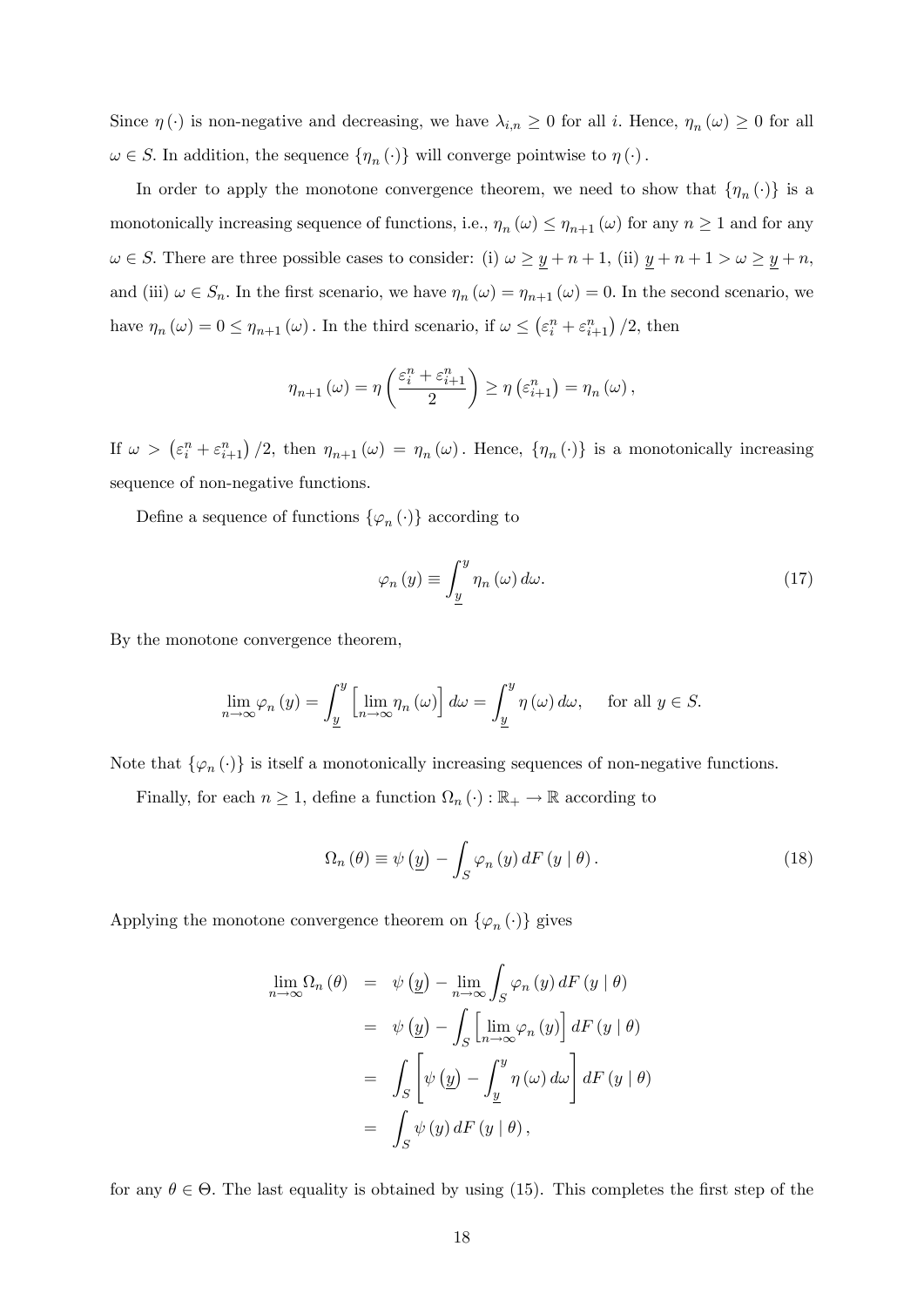Since $\eta(\cdot)$ is non-negative and decreasing, we have $\lambda_{i,n} \geq 0$ for all $i$. Hence, $\eta_n(\omega) \geq 0$ for all $\omega \in S$. In addition, the sequence $\{\eta_n(\cdot)\}$ will converge pointwise to $\eta(\cdot)$.

In order to apply the monotone convergence theorem, we need to show that $\{\eta_n(\cdot)\}$ is a monotonically increasing sequence of functions, i.e., $\eta_n(\omega) \leq \eta_{n+1}(\omega)$ for any $n \geq 1$ and for any $\omega \in S$. There are three possible cases to consider: (i) $\omega \geq \underline{y} + n + 1$, (ii) $\underline{y} + n + 1 > \omega \geq \underline{y} + n$, and (iii) $\omega \in S_n$. In the first scenario, we have $\eta_n(\omega) = \eta_{n+1}(\omega) = 0$. In the second scenario, we have $\eta_n(\omega) = 0 \leq \eta_{n+1}(\omega)$. In the third scenario, if $\omega \leq \left(\varepsilon_i^n + \varepsilon_{i+1}^n\right)/2$, then

$$\eta_{n+1}(\omega) = \eta\left(\frac{\varepsilon_i^n + \varepsilon_{i+1}^n}{2}\right) \geq \eta\left(\varepsilon_{i+1}^n\right) = \eta_n(\omega),$$

If $\omega > \left(\varepsilon_i^n + \varepsilon_{i+1}^n\right)/2$, then $\eta_{n+1}(\omega) = \eta_n(\omega)$. Hence, $\{\eta_n(\cdot)\}$ is a monotonically increasing sequence of non-negative functions.

Define a sequence of functions $\{\varphi_n(\cdot)\}$ according to

$$\varphi_n(y) \equiv \int_{\underline{y}}^{y} \eta_n(\omega)\, d\omega. \tag{17}$$

By the monotone convergence theorem,

$$\lim_{n\to\infty} \varphi_n(y) = \int_{\underline{y}}^{y} \left[\lim_{n\to\infty} \eta_n(\omega)\right] d\omega = \int_{\underline{y}}^{y} \eta(\omega)\, d\omega, \qquad \text{for all } y \in S.$$

Note that $\{\varphi_n(\cdot)\}$ is itself a monotonically increasing sequences of non-negative functions.

Finally, for each $n \geq 1$, define a function $\Omega_n(\cdot) : \mathbb{R}_+ \to \mathbb{R}$ according to

$$\Omega_n(\theta) \equiv \psi\left(\underline{y}\right) - \int_S \varphi_n(y)\, dF(y \mid \theta). \tag{18}$$

Applying the monotone convergence theorem on $\{\varphi_n(\cdot)\}$ gives

$$\begin{aligned}
\lim_{n\to\infty} \Omega_n(\theta) &= \psi\left(\underline{y}\right) - \lim_{n\to\infty} \int_S \varphi_n(y)\, dF(y \mid \theta) \\
&= \psi\left(\underline{y}\right) - \int_S \left[\lim_{n\to\infty} \varphi_n(y)\right] dF(y \mid \theta) \\
&= \int_S \left[\psi\left(\underline{y}\right) - \int_{\underline{y}}^{y} \eta(\omega)\, d\omega\right] dF(y \mid \theta) \\
&= \int_S \psi(y)\, dF(y \mid \theta),
\end{aligned}$$

for any $\theta \in \Theta$. The last equality is obtained by using (15). This completes the first step of the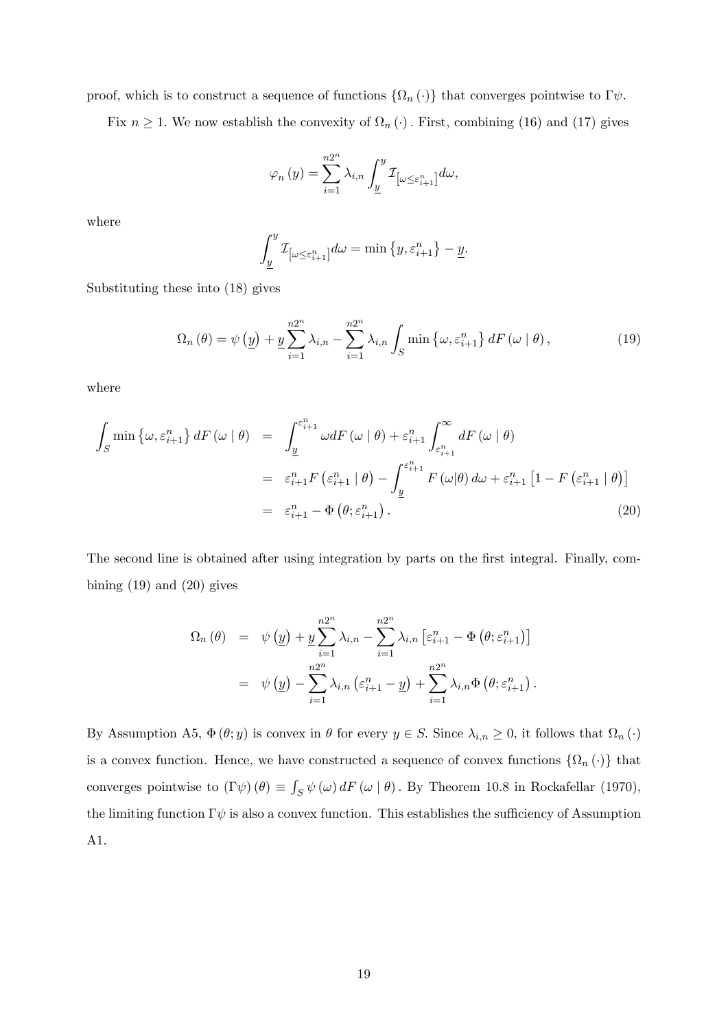proof, which is to construct a sequence of functions $\{\Omega_n(\cdot)\}$ that converges pointwise to $\Gamma\psi$.

Fix $n \geq 1$. We now establish the convexity of $\Omega_n(\cdot)$. First, combining (16) and (17) gives

$$\varphi_n(y) = \sum_{i=1}^{n2^n} \lambda_{i,n} \int_{\underline{y}}^{y} \mathcal{I}_{\left[\omega \leq \varepsilon_{i+1}^n\right]} d\omega,$$

where

$$\int_{\underline{y}}^{y} \mathcal{I}_{\left[\omega \leq \varepsilon_{i+1}^n\right]} d\omega = \min\left\{y, \varepsilon_{i+1}^n\right\} - \underline{y}.$$

Substituting these into (18) gives

$$\Omega_n(\theta) = \psi\left(\underline{y}\right) + \underline{y} \sum_{i=1}^{n2^n} \lambda_{i,n} - \sum_{i=1}^{n2^n} \lambda_{i,n} \int_S \min\left\{\omega, \varepsilon_{i+1}^n\right\} dF(\omega \mid \theta), \tag{19}$$

where

$$\begin{aligned}
\int_S \min\left\{\omega, \varepsilon_{i+1}^n\right\} dF(\omega \mid \theta) &= \int_{\underline{y}}^{\varepsilon_{i+1}^n} \omega dF(\omega \mid \theta) + \varepsilon_{i+1}^n \int_{\varepsilon_{i+1}^n}^{\infty} dF(\omega \mid \theta) \\
&= \varepsilon_{i+1}^n F\left(\varepsilon_{i+1}^n \mid \theta\right) - \int_{\underline{y}}^{\varepsilon_{i+1}^n} F(\omega|\theta) d\omega + \varepsilon_{i+1}^n \left[1 - F\left(\varepsilon_{i+1}^n \mid \theta\right)\right] \\
&= \varepsilon_{i+1}^n - \Phi\left(\theta; \varepsilon_{i+1}^n\right).
\end{aligned} \tag{20}$$

The second line is obtained after using integration by parts on the first integral. Finally, combining (19) and (20) gives

$$\begin{aligned}
\Omega_n(\theta) &= \psi\left(\underline{y}\right) + \underline{y} \sum_{i=1}^{n2^n} \lambda_{i,n} - \sum_{i=1}^{n2^n} \lambda_{i,n} \left[\varepsilon_{i+1}^n - \Phi\left(\theta; \varepsilon_{i+1}^n\right)\right] \\
&= \psi\left(\underline{y}\right) - \sum_{i=1}^{n2^n} \lambda_{i,n} \left(\varepsilon_{i+1}^n - \underline{y}\right) + \sum_{i=1}^{n2^n} \lambda_{i,n} \Phi\left(\theta; \varepsilon_{i+1}^n\right).
\end{aligned}$$

By Assumption A5, $\Phi(\theta; y)$ is convex in $\theta$ for every $y \in S$. Since $\lambda_{i,n} \geq 0$, it follows that $\Omega_n(\cdot)$ is a convex function. Hence, we have constructed a sequence of convex functions $\{\Omega_n(\cdot)\}$ that converges pointwise to $(\Gamma\psi)(\theta) \equiv \int_S \psi(\omega) dF(\omega \mid \theta)$. By Theorem 10.8 in Rockafellar (1970), the limiting function $\Gamma\psi$ is also a convex function. This establishes the sufficiency of Assumption A1.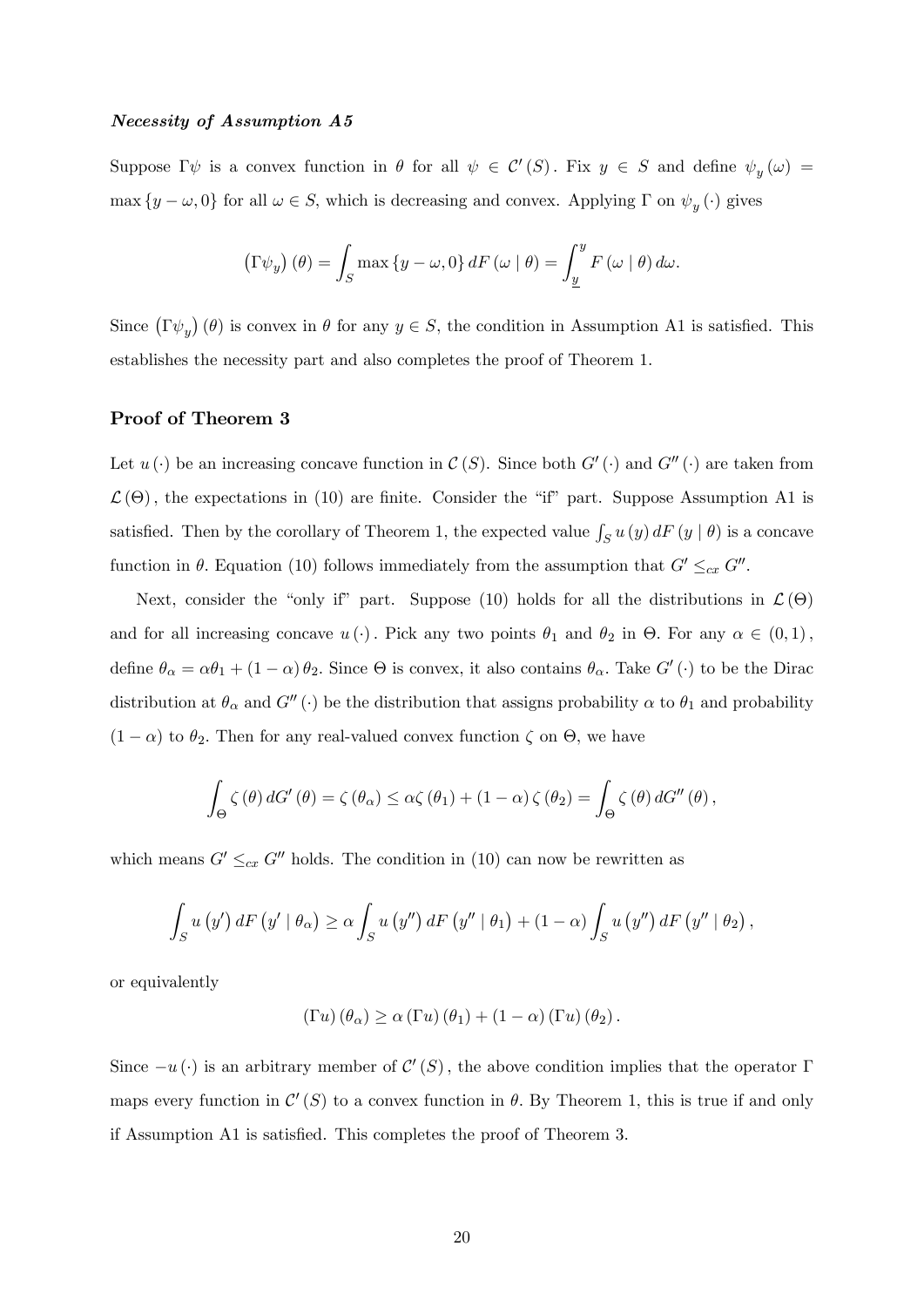***Necessity of Assumption A5***

Suppose $\Gamma\psi$ is a convex function in $\theta$ for all $\psi \in \mathcal{C}'(S)$. Fix $y \in S$ and define $\psi_y(\omega) = \max\{y - \omega, 0\}$ for all $\omega \in S$, which is decreasing and convex. Applying $\Gamma$ on $\psi_y(\cdot)$ gives

$$\left(\Gamma\psi_y\right)(\theta) = \int_S \max\{y - \omega, 0\} \, dF(\omega \mid \theta) = \int_{\underline{y}}^{y} F(\omega \mid \theta) \, d\omega.$$

Since $\left(\Gamma\psi_y\right)(\theta)$ is convex in $\theta$ for any $y \in S$, the condition in Assumption A1 is satisfied. This establishes the necessity part and also completes the proof of Theorem 1.

## Proof of Theorem 3

Let $u(\cdot)$ be an increasing concave function in $\mathcal{C}(S)$. Since both $G'(\cdot)$ and $G''(\cdot)$ are taken from $\mathcal{L}(\Theta)$, the expectations in (10) are finite. Consider the "if" part. Suppose Assumption A1 is satisfied. Then by the corollary of Theorem 1, the expected value $\int_S u(y) \, dF(y \mid \theta)$ is a concave function in $\theta$. Equation (10) follows immediately from the assumption that $G' \leq_{cx} G''$.

Next, consider the "only if" part. Suppose (10) holds for all the distributions in $\mathcal{L}(\Theta)$ and for all increasing concave $u(\cdot)$. Pick any two points $\theta_1$ and $\theta_2$ in $\Theta$. For any $\alpha \in (0, 1)$, define $\theta_\alpha = \alpha\theta_1 + (1 - \alpha)\theta_2$. Since $\Theta$ is convex, it also contains $\theta_\alpha$. Take $G'(\cdot)$ to be the Dirac distribution at $\theta_\alpha$ and $G''(\cdot)$ be the distribution that assigns probability $\alpha$ to $\theta_1$ and probability $(1 - \alpha)$ to $\theta_2$. Then for any real-valued convex function $\zeta$ on $\Theta$, we have

$$\int_\Theta \zeta(\theta) \, dG'(\theta) = \zeta(\theta_\alpha) \leq \alpha\zeta(\theta_1) + (1 - \alpha)\zeta(\theta_2) = \int_\Theta \zeta(\theta) \, dG''(\theta),$$

which means $G' \leq_{cx} G''$ holds. The condition in (10) can now be rewritten as

$$\int_S u(y') \, dF(y' \mid \theta_\alpha) \geq \alpha \int_S u(y'') \, dF(y'' \mid \theta_1) + (1 - \alpha) \int_S u(y'') \, dF(y'' \mid \theta_2),$$

or equivalently

$$(\Gamma u)(\theta_\alpha) \geq \alpha (\Gamma u)(\theta_1) + (1 - \alpha)(\Gamma u)(\theta_2).$$

Since $-u(\cdot)$ is an arbitrary member of $\mathcal{C}'(S)$, the above condition implies that the operator $\Gamma$ maps every function in $\mathcal{C}'(S)$ to a convex function in $\theta$. By Theorem 1, this is true if and only if Assumption A1 is satisfied. This completes the proof of Theorem 3.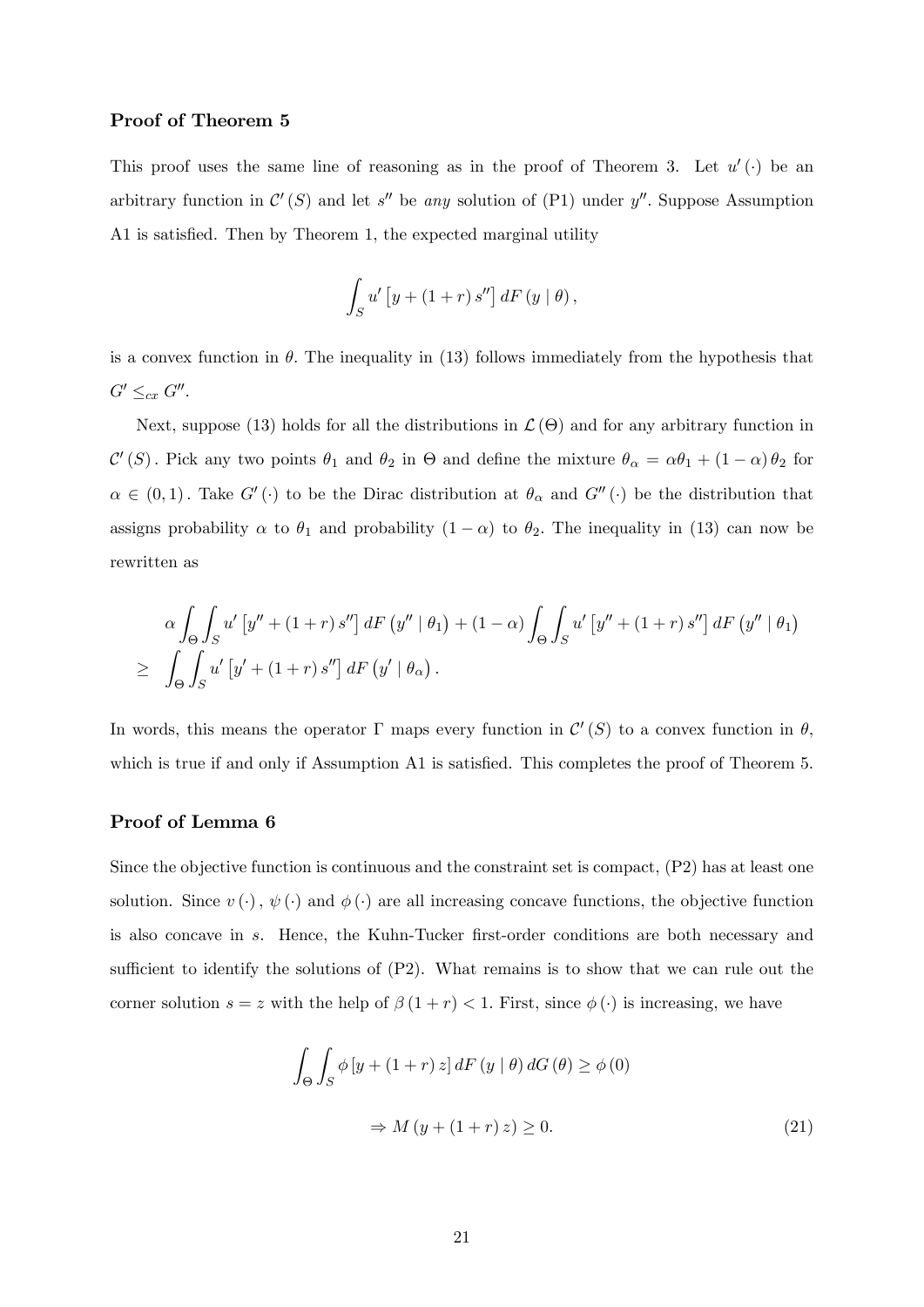### Proof of Theorem 5

This proof uses the same line of reasoning as in the proof of Theorem 3. Let $u'(\cdot)$ be an arbitrary function in $\mathcal{C}'(S)$ and let $s''$ be *any* solution of (P1) under $y''$. Suppose Assumption A1 is satisfied. Then by Theorem 1, the expected marginal utility

$$\int_S u'\left[y + (1+r)\, s''\right] dF\left(y \mid \theta\right),$$

is a convex function in $\theta$. The inequality in (13) follows immediately from the hypothesis that $G' \leq_{cx} G''$.

Next, suppose (13) holds for all the distributions in $\mathcal{L}(\Theta)$ and for any arbitrary function in $\mathcal{C}'(S)$. Pick any two points $\theta_1$ and $\theta_2$ in $\Theta$ and define the mixture $\theta_\alpha = \alpha\theta_1 + (1-\alpha)\,\theta_2$ for $\alpha \in (0,1)$. Take $G'(\cdot)$ to be the Dirac distribution at $\theta_\alpha$ and $G''(\cdot)$ be the distribution that assigns probability $\alpha$ to $\theta_1$ and probability $(1-\alpha)$ to $\theta_2$. The inequality in (13) can now be rewritten as

$$\begin{aligned} & \alpha \int_\Theta \int_S u'\left[y'' + (1+r)\, s''\right] dF\left(y'' \mid \theta_1\right) + (1-\alpha) \int_\Theta \int_S u'\left[y'' + (1+r)\, s''\right] dF\left(y'' \mid \theta_1\right) \\ \geq \quad & \int_\Theta \int_S u'\left[y' + (1+r)\, s''\right] dF\left(y' \mid \theta_\alpha\right). \end{aligned}$$

In words, this means the operator $\Gamma$ maps every function in $\mathcal{C}'(S)$ to a convex function in $\theta$, which is true if and only if Assumption A1 is satisfied. This completes the proof of Theorem 5.

### Proof of Lemma 6

Since the objective function is continuous and the constraint set is compact, (P2) has at least one solution. Since $v(\cdot)$, $\psi(\cdot)$ and $\phi(\cdot)$ are all increasing concave functions, the objective function is also concave in $s$. Hence, the Kuhn-Tucker first-order conditions are both necessary and sufficient to identify the solutions of (P2). What remains is to show that we can rule out the corner solution $s = z$ with the help of $\beta(1+r) < 1$. First, since $\phi(\cdot)$ is increasing, we have

$$\int_\Theta \int_S \phi\left[y + (1+r)\, z\right] dF\left(y \mid \theta\right) dG\left(\theta\right) \geq \phi(0)$$

$$\Rightarrow M\left(y + (1+r)\, z\right) \geq 0. \tag{21}$$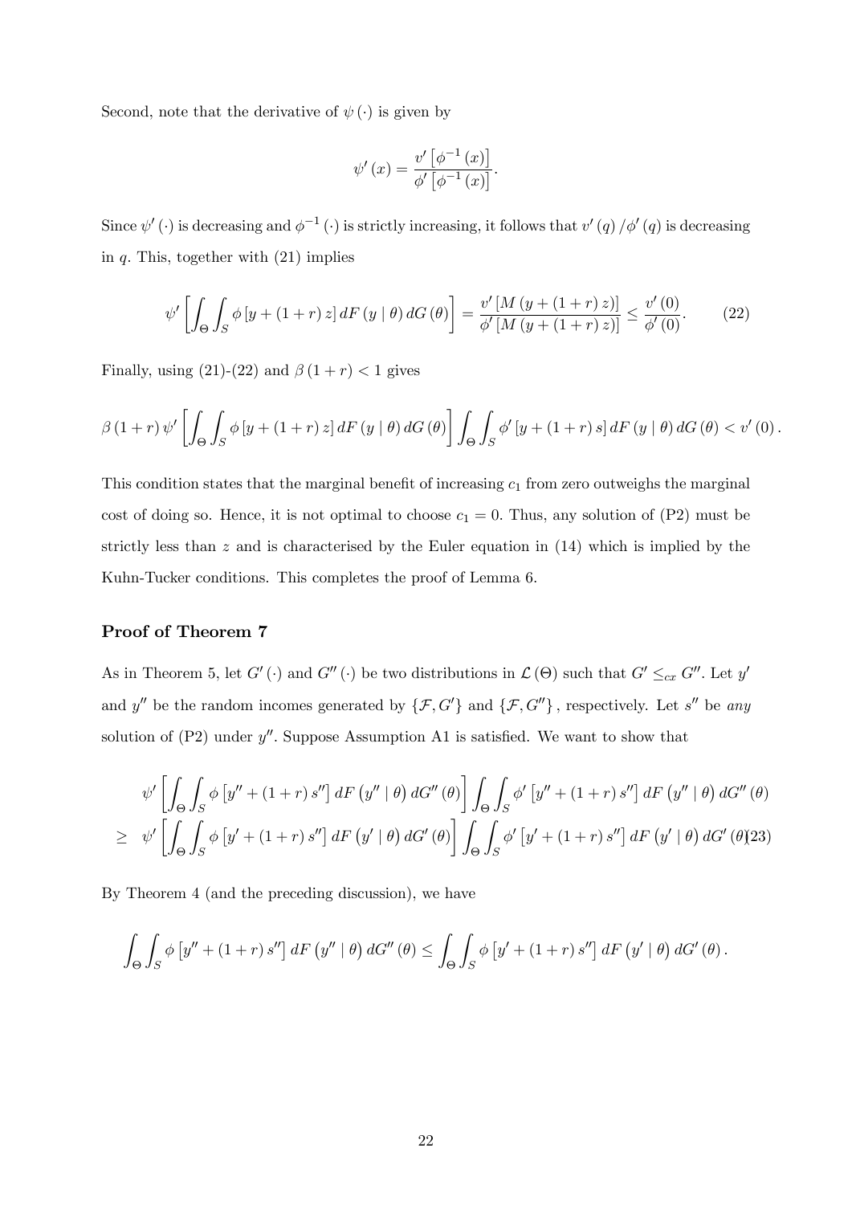Second, note that the derivative of $\psi(\cdot)$ is given by

$$\psi'(x) = \frac{v'\left[\phi^{-1}(x)\right]}{\phi'\left[\phi^{-1}(x)\right]}.$$

Since $\psi'(\cdot)$ is decreasing and $\phi^{-1}(\cdot)$ is strictly increasing, it follows that $v'(q)/\phi'(q)$ is decreasing in $q$. This, together with (21) implies

$$\psi'\left[\int_\Theta \int_S \phi\left[y + (1+r) z\right] dF(y \mid \theta) \, dG(\theta)\right] = \frac{v'\left[M(y + (1+r) z)\right]}{\phi'\left[M(y + (1+r) z)\right]} \leq \frac{v'(0)}{\phi'(0)}. \tag{22}$$

Finally, using (21)-(22) and $\beta(1+r) < 1$ gives

$$\beta(1+r)\,\psi'\left[\int_\Theta \int_S \phi\left[y + (1+r) z\right] dF(y \mid \theta) \, dG(\theta)\right] \int_\Theta \int_S \phi'\left[y + (1+r) s\right] dF(y \mid \theta) \, dG(\theta) < v'(0).$$

This condition states that the marginal benefit of increasing $c_1$ from zero outweighs the marginal cost of doing so. Hence, it is not optimal to choose $c_1 = 0$. Thus, any solution of (P2) must be strictly less than $z$ and is characterised by the Euler equation in (14) which is implied by the Kuhn-Tucker conditions. This completes the proof of Lemma 6.

### Proof of Theorem 7

As in Theorem 5, let $G'(\cdot)$ and $G''(\cdot)$ be two distributions in $\mathcal{L}(\Theta)$ such that $G' \leq_{cx} G''$. Let $y'$ and $y''$ be the random incomes generated by $\{\mathcal{F}, G'\}$ and $\{\mathcal{F}, G''\}$, respectively. Let $s''$ be *any* solution of (P2) under $y''$. Suppose Assumption A1 is satisfied. We want to show that

$$\begin{aligned} &\psi'\left[\int_\Theta \int_S \phi\left[y'' + (1+r) s''\right] dF\left(y'' \mid \theta\right) dG''(\theta)\right] \int_\Theta \int_S \phi'\left[y'' + (1+r) s''\right] dF\left(y'' \mid \theta\right) dG''(\theta) \\ \geq\;& \psi'\left[\int_\Theta \int_S \phi\left[y' + (1+r) s''\right] dF\left(y' \mid \theta\right) dG'(\theta)\right] \int_\Theta \int_S \phi'\left[y' + (1+r) s''\right] dF\left(y' \mid \theta\right) dG'(\theta) \end{aligned} \tag{23}$$

By Theorem 4 (and the preceding discussion), we have

$$\int_\Theta \int_S \phi\left[y'' + (1+r) s''\right] dF\left(y'' \mid \theta\right) dG''(\theta) \leq \int_\Theta \int_S \phi\left[y' + (1+r) s''\right] dF\left(y' \mid \theta\right) dG'(\theta).$$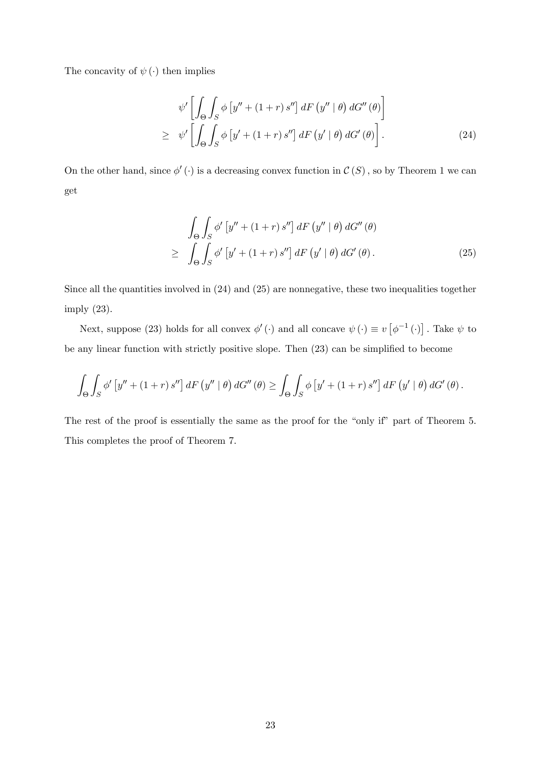The concavity of $\psi(\cdot)$ then implies

$$
\begin{aligned}
& \psi'\left[\int_\Theta \int_S \phi\left[y'' + (1+r)s''\right] dF\left(y'' \mid \theta\right) dG''(\theta)\right] \\
\geq \quad & \psi'\left[\int_\Theta \int_S \phi\left[y' + (1+r)s''\right] dF\left(y' \mid \theta\right) dG'(\theta)\right]. \qquad (24)
\end{aligned}
$$

On the other hand, since $\phi'(\cdot)$ is a decreasing convex function in $\mathcal{C}(S)$, so by Theorem 1 we can get

$$
\begin{aligned}
& \int_\Theta \int_S \phi'\left[y'' + (1+r)s''\right] dF\left(y'' \mid \theta\right) dG''(\theta) \\
\geq \quad & \int_\Theta \int_S \phi'\left[y' + (1+r)s''\right] dF\left(y' \mid \theta\right) dG'(\theta). \qquad (25)
\end{aligned}
$$

Since all the quantities involved in (24) and (25) are nonnegative, these two inequalities together imply (23).

Next, suppose (23) holds for all convex $\phi'(\cdot)$ and all concave $\psi(\cdot) \equiv v\left[\phi^{-1}(\cdot)\right]$. Take $\psi$ to be any linear function with strictly positive slope. Then (23) can be simplified to become

$$
\int_\Theta \int_S \phi'\left[y'' + (1+r)s''\right] dF\left(y'' \mid \theta\right) dG''(\theta) \geq \int_\Theta \int_S \phi\left[y' + (1+r)s''\right] dF\left(y' \mid \theta\right) dG'(\theta).
$$

The rest of the proof is essentially the same as the proof for the "only if" part of Theorem 5. This completes the proof of Theorem 7.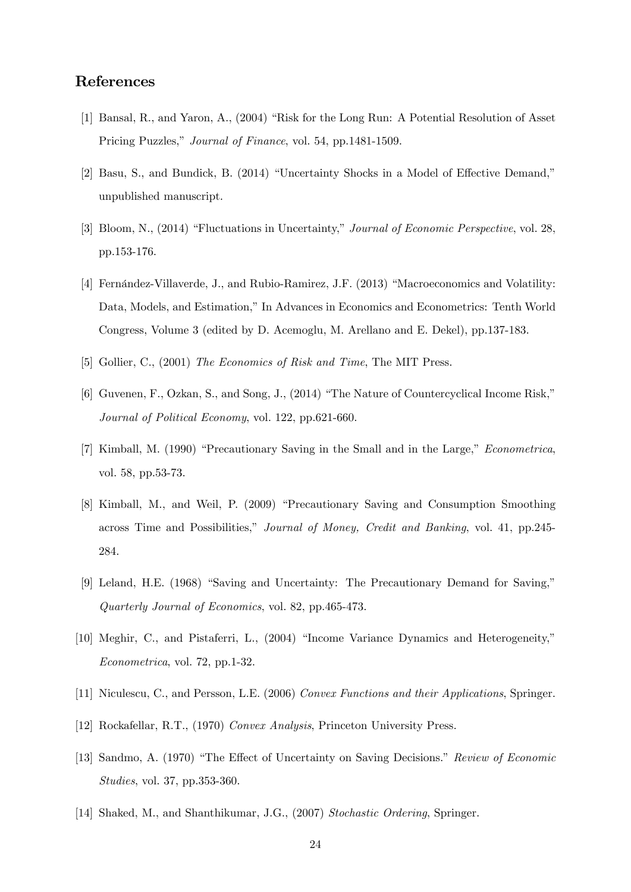## References

[1] Bansal, R., and Yaron, A., (2004) "Risk for the Long Run: A Potential Resolution of Asset Pricing Puzzles," *Journal of Finance*, vol. 54, pp.1481-1509.

[2] Basu, S., and Bundick, B. (2014) "Uncertainty Shocks in a Model of Effective Demand," unpublished manuscript.

[3] Bloom, N., (2014) "Fluctuations in Uncertainty," *Journal of Economic Perspective*, vol. 28, pp.153-176.

[4] Fernández-Villaverde, J., and Rubio-Ramirez, J.F. (2013) "Macroeconomics and Volatility: Data, Models, and Estimation," In Advances in Economics and Econometrics: Tenth World Congress, Volume 3 (edited by D. Acemoglu, M. Arellano and E. Dekel), pp.137-183.

[5] Gollier, C., (2001) *The Economics of Risk and Time*, The MIT Press.

[6] Guvenen, F., Ozkan, S., and Song, J., (2014) "The Nature of Countercyclical Income Risk," *Journal of Political Economy*, vol. 122, pp.621-660.

[7] Kimball, M. (1990) "Precautionary Saving in the Small and in the Large," *Econometrica*, vol. 58, pp.53-73.

[8] Kimball, M., and Weil, P. (2009) "Precautionary Saving and Consumption Smoothing across Time and Possibilities," *Journal of Money, Credit and Banking*, vol. 41, pp.245-284.

[9] Leland, H.E. (1968) "Saving and Uncertainty: The Precautionary Demand for Saving," *Quarterly Journal of Economics*, vol. 82, pp.465-473.

[10] Meghir, C., and Pistaferri, L., (2004) "Income Variance Dynamics and Heterogeneity," *Econometrica*, vol. 72, pp.1-32.

[11] Niculescu, C., and Persson, L.E. (2006) *Convex Functions and their Applications*, Springer.

[12] Rockafellar, R.T., (1970) *Convex Analysis*, Princeton University Press.

[13] Sandmo, A. (1970) "The Effect of Uncertainty on Saving Decisions." *Review of Economic Studies*, vol. 37, pp.353-360.

[14] Shaked, M., and Shanthikumar, J.G., (2007) *Stochastic Ordering*, Springer.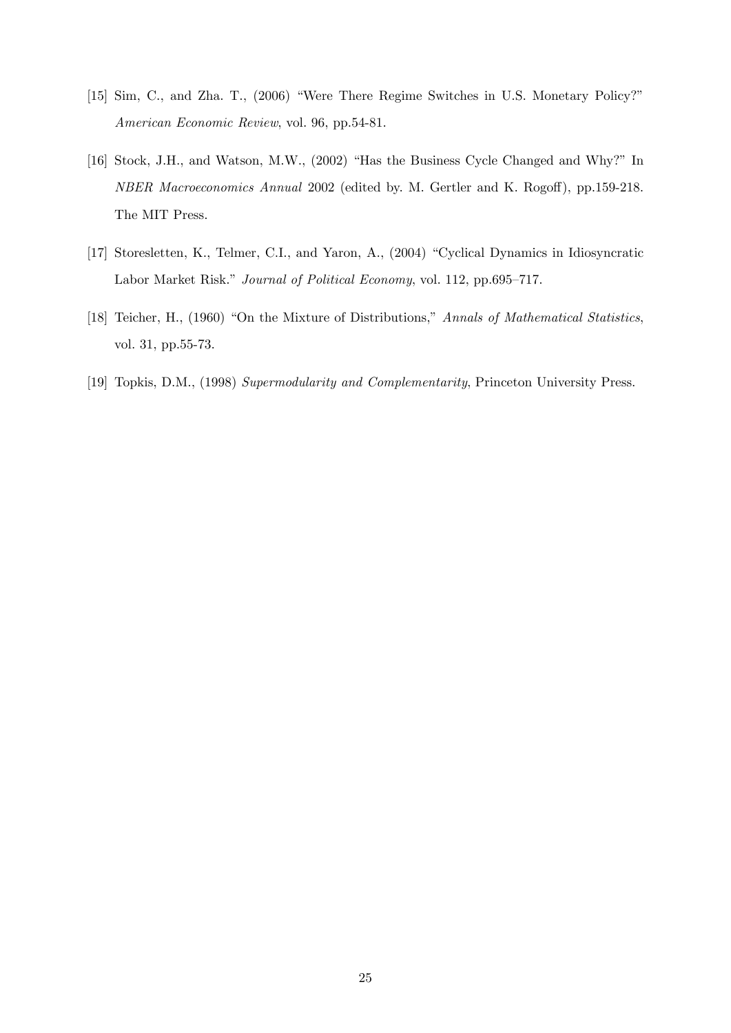[15] Sim, C., and Zha. T., (2006) "Were There Regime Switches in U.S. Monetary Policy?" *American Economic Review*, vol. 96, pp.54-81.

[16] Stock, J.H., and Watson, M.W., (2002) "Has the Business Cycle Changed and Why?" In *NBER Macroeconomics Annual* 2002 (edited by. M. Gertler and K. Rogoff), pp.159-218. The MIT Press.

[17] Storesletten, K., Telmer, C.I., and Yaron, A., (2004) "Cyclical Dynamics in Idiosyncratic Labor Market Risk." *Journal of Political Economy*, vol. 112, pp.695–717.

[18] Teicher, H., (1960) "On the Mixture of Distributions," *Annals of Mathematical Statistics*, vol. 31, pp.55-73.

[19] Topkis, D.M., (1998) *Supermodularity and Complementarity*, Princeton University Press.